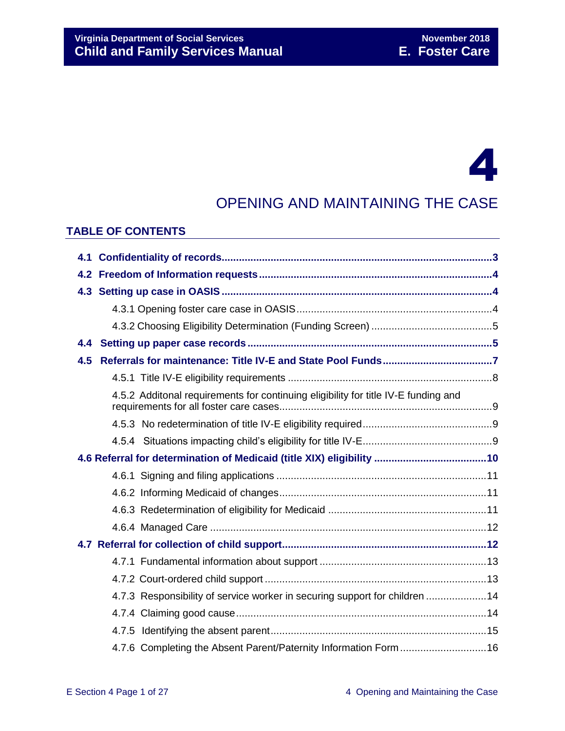# 4

## OPENING AND MAINTAINING THE CASE

### TABLE OF CONTENTS

**4.1 Confidentiality of records.....3**

**4.2 Freedom of Information requests.....4**

**4.3 Setting up case in OASIS.....4**

- 4.3.1 Opening foster care case in OASIS.....4
- 4.3.2 Choosing Eligibility Determination (Funding Screen).....5

**4.4 Setting up paper case records.....5**

**4.5 Referrals for maintenance: Title IV-E and State Pool Funds.....7**

- 4.5.1 Title IV-E eligibility requirements.....8
- 4.5.2 Additonal requirements for continuing eligibility for title IV-E funding and requirements for all foster care cases.....9
- 4.5.3 No redetermination of title IV-E eligibility required.....9
- 4.5.4 Situations impacting child's eligibility for title IV-E.....9

**4.6 Referral for determination of Medicaid (title XIX) eligibility.....10**

- 4.6.1 Signing and filing applications.....11
- 4.6.2 Informing Medicaid of changes.....11
- 4.6.3 Redetermination of eligibility for Medicaid.....11
- 4.6.4 Managed Care.....12

**4.7 Referral for collection of child support.....12**

- 4.7.1 Fundamental information about support.....13
- 4.7.2 Court-ordered child support.....13
- 4.7.3 Responsibility of service worker in securing support for children.....14
- 4.7.4 Claiming good cause.....14
- 4.7.5 Identifying the absent parent.....15
- 4.7.6 Completing the Absent Parent/Paternity Information Form.....16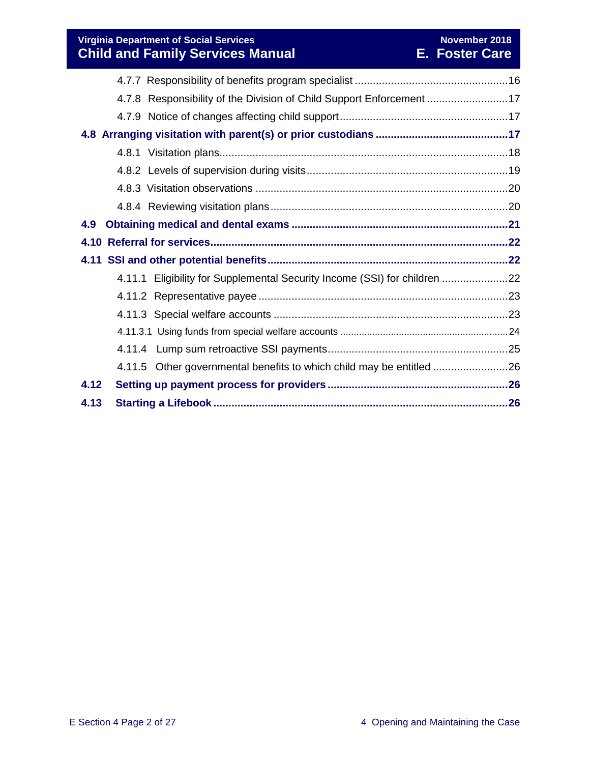4.7.7 Responsibility of benefits program specialist ........................................................16

4.7.8 Responsibility of the Division of Child Support Enforcement ..............................17

4.7.9 Notice of changes affecting child support..........................................................17

**4.8 Arranging visitation with parent(s) or prior custodians ............................................17**

4.8.1 Visitation plans.....................................................................................................18

4.8.2 Levels of supervision during visits........................................................................19

4.8.3 Visitation observations .........................................................................................20

4.8.4 Reviewing visitation plans.....................................................................................20

**4.9 Obtaining medical and dental exams ........................................................................21**

**4.10 Referral for services...................................................................................................22**

**4.11 SSI and other potential benefits.................................................................................22**

4.11.1 Eligibility for Supplemental Security Income (SSI) for children ......................22

4.11.2 Representative payee ..........................................................................................23

4.11.3 Special welfare accounts .....................................................................................23

4.11.3.1 Using funds from special welfare accounts ........................................................24

4.11.4 Lump sum retroactive SSI payments...................................................................25

4.11.5 Other governmental benefits to which child may be entitled ............................26

**4.12 Setting up payment process for providers ...............................................................26**

**4.13 Starting a Lifebook ......................................................................................................26**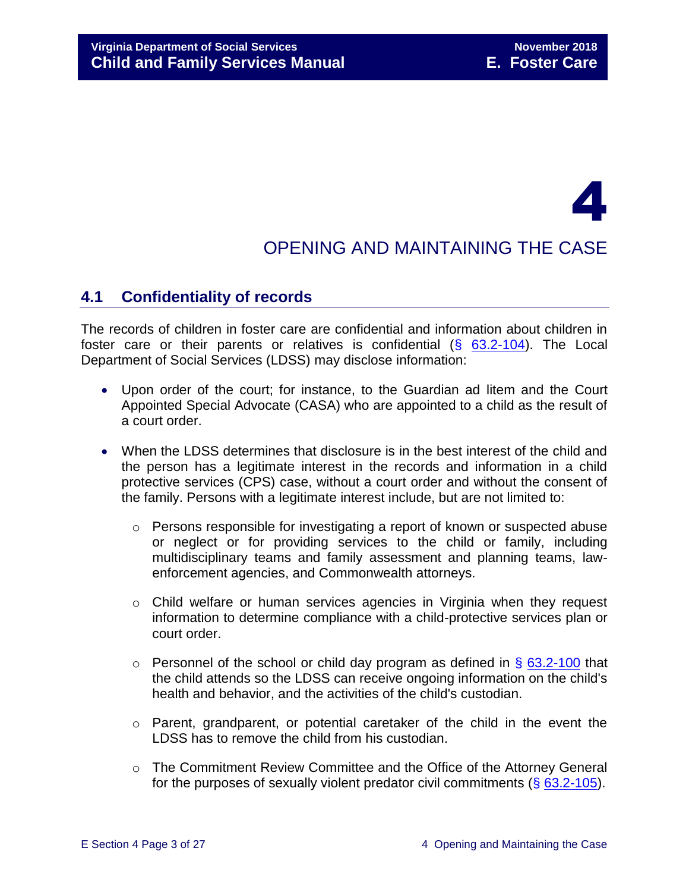# 4

# OPENING AND MAINTAINING THE CASE

## 4.1 Confidentiality of records

The records of children in foster care are confidential and information about children in foster care or their parents or relatives is confidential (§ 63.2-104). The Local Department of Social Services (LDSS) may disclose information:

- Upon order of the court; for instance, to the Guardian ad litem and the Court Appointed Special Advocate (CASA) who are appointed to a child as the result of a court order.
- When the LDSS determines that disclosure is in the best interest of the child and the person has a legitimate interest in the records and information in a child protective services (CPS) case, without a court order and without the consent of the family. Persons with a legitimate interest include, but are not limited to:
  - Persons responsible for investigating a report of known or suspected abuse or neglect or for providing services to the child or family, including multidisciplinary teams and family assessment and planning teams, law-enforcement agencies, and Commonwealth attorneys.
  - Child welfare or human services agencies in Virginia when they request information to determine compliance with a child-protective services plan or court order.
  - Personnel of the school or child day program as defined in § 63.2-100 that the child attends so the LDSS can receive ongoing information on the child's health and behavior, and the activities of the child's custodian.
  - Parent, grandparent, or potential caretaker of the child in the event the LDSS has to remove the child from his custodian.
  - The Commitment Review Committee and the Office of the Attorney General for the purposes of sexually violent predator civil commitments (§ 63.2-105).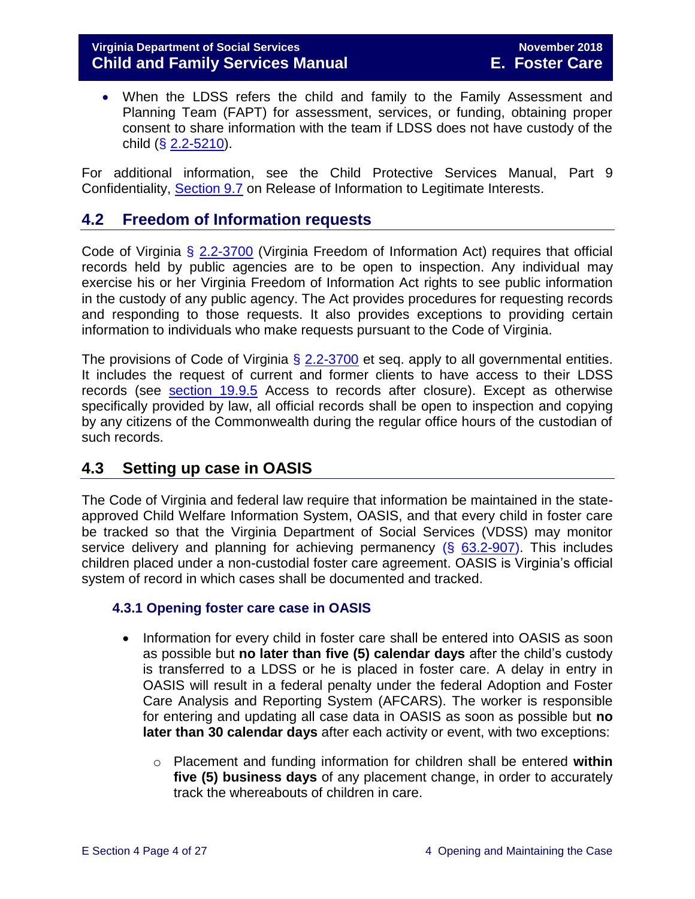- When the LDSS refers the child and family to the Family Assessment and Planning Team (FAPT) for assessment, services, or funding, obtaining proper consent to share information with the team if LDSS does not have custody of the child (§ 2.2-5210).

For additional information, see the Child Protective Services Manual, Part 9 Confidentiality, Section 9.7 on Release of Information to Legitimate Interests.

## 4.2 Freedom of Information requests

Code of Virginia § 2.2-3700 (Virginia Freedom of Information Act) requires that official records held by public agencies are to be open to inspection. Any individual may exercise his or her Virginia Freedom of Information Act rights to see public information in the custody of any public agency. The Act provides procedures for requesting records and responding to those requests. It also provides exceptions to providing certain information to individuals who make requests pursuant to the Code of Virginia.

The provisions of Code of Virginia § 2.2-3700 et seq. apply to all governmental entities. It includes the request of current and former clients to have access to their LDSS records (see section 19.9.5 Access to records after closure). Except as otherwise specifically provided by law, all official records shall be open to inspection and copying by any citizens of the Commonwealth during the regular office hours of the custodian of such records.

## 4.3 Setting up case in OASIS

The Code of Virginia and federal law require that information be maintained in the state-approved Child Welfare Information System, OASIS, and that every child in foster care be tracked so that the Virginia Department of Social Services (VDSS) may monitor service delivery and planning for achieving permanency (§ 63.2-907). This includes children placed under a non-custodial foster care agreement. OASIS is Virginia's official system of record in which cases shall be documented and tracked.

### 4.3.1 Opening foster care case in OASIS

- Information for every child in foster care shall be entered into OASIS as soon as possible but **no later than five (5) calendar days** after the child's custody is transferred to a LDSS or he is placed in foster care. A delay in entry in OASIS will result in a federal penalty under the federal Adoption and Foster Care Analysis and Reporting System (AFCARS). The worker is responsible for entering and updating all case data in OASIS as soon as possible but **no later than 30 calendar days** after each activity or event, with two exceptions:
    - Placement and funding information for children shall be entered **within five (5) business days** of any placement change, in order to accurately track the whereabouts of children in care.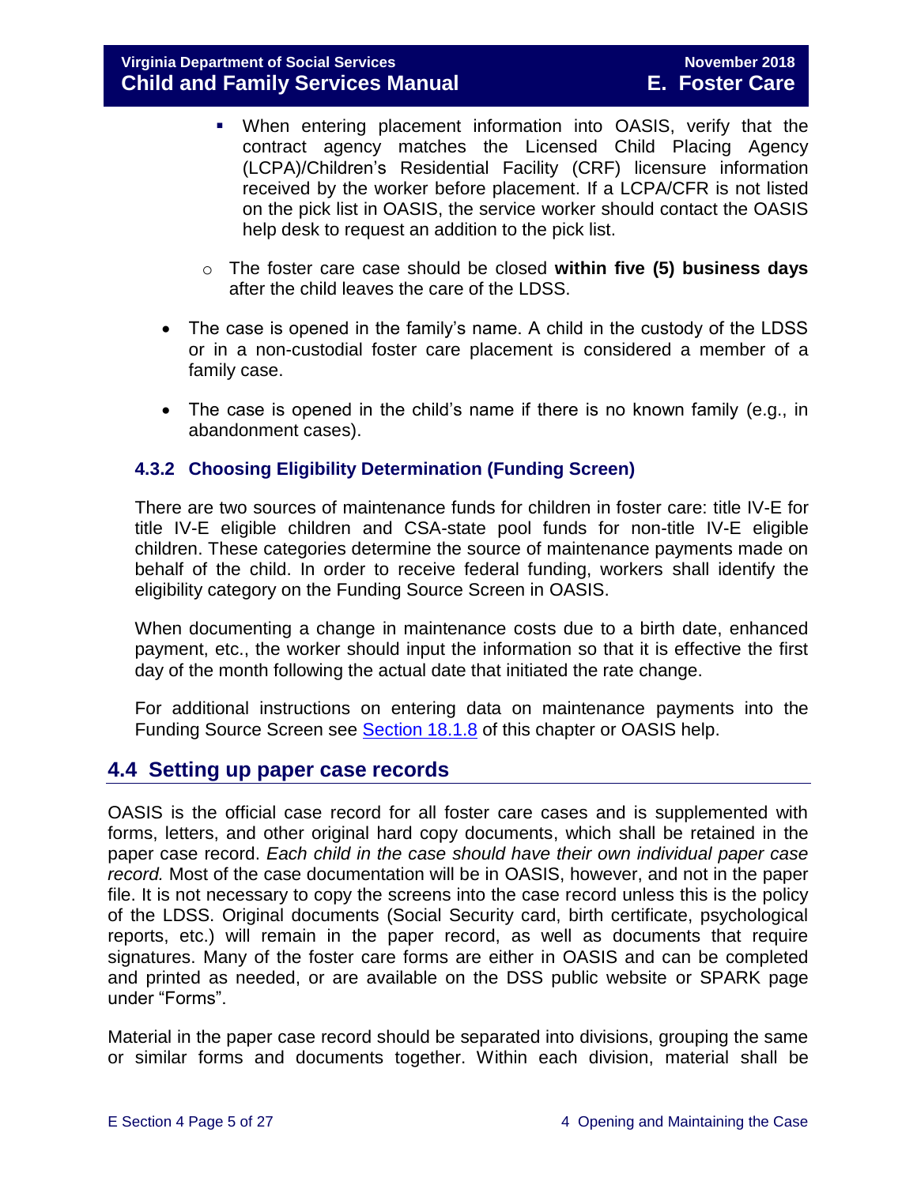- When entering placement information into OASIS, verify that the contract agency matches the Licensed Child Placing Agency (LCPA)/Children's Residential Facility (CRF) licensure information received by the worker before placement. If a LCPA/CFR is not listed on the pick list in OASIS, the service worker should contact the OASIS help desk to request an addition to the pick list.

    - The foster care case should be closed **within five (5) business days** after the child leaves the care of the LDSS.

- The case is opened in the family's name. A child in the custody of the LDSS or in a non-custodial foster care placement is considered a member of a family case.

- The case is opened in the child's name if there is no known family (e.g., in abandonment cases).

### 4.3.2 Choosing Eligibility Determination (Funding Screen)

There are two sources of maintenance funds for children in foster care: title IV-E for title IV-E eligible children and CSA-state pool funds for non-title IV-E eligible children. These categories determine the source of maintenance payments made on behalf of the child. In order to receive federal funding, workers shall identify the eligibility category on the Funding Source Screen in OASIS.

When documenting a change in maintenance costs due to a birth date, enhanced payment, etc., the worker should input the information so that it is effective the first day of the month following the actual date that initiated the rate change.

For additional instructions on entering data on maintenance payments into the Funding Source Screen see Section 18.1.8 of this chapter or OASIS help.

## 4.4 Setting up paper case records

OASIS is the official case record for all foster care cases and is supplemented with forms, letters, and other original hard copy documents, which shall be retained in the paper case record. *Each child in the case should have their own individual paper case record.* Most of the case documentation will be in OASIS, however, and not in the paper file. It is not necessary to copy the screens into the case record unless this is the policy of the LDSS. Original documents (Social Security card, birth certificate, psychological reports, etc.) will remain in the paper record, as well as documents that require signatures. Many of the foster care forms are either in OASIS and can be completed and printed as needed, or are available on the DSS public website or SPARK page under "Forms".

Material in the paper case record should be separated into divisions, grouping the same or similar forms and documents together. Within each division, material shall be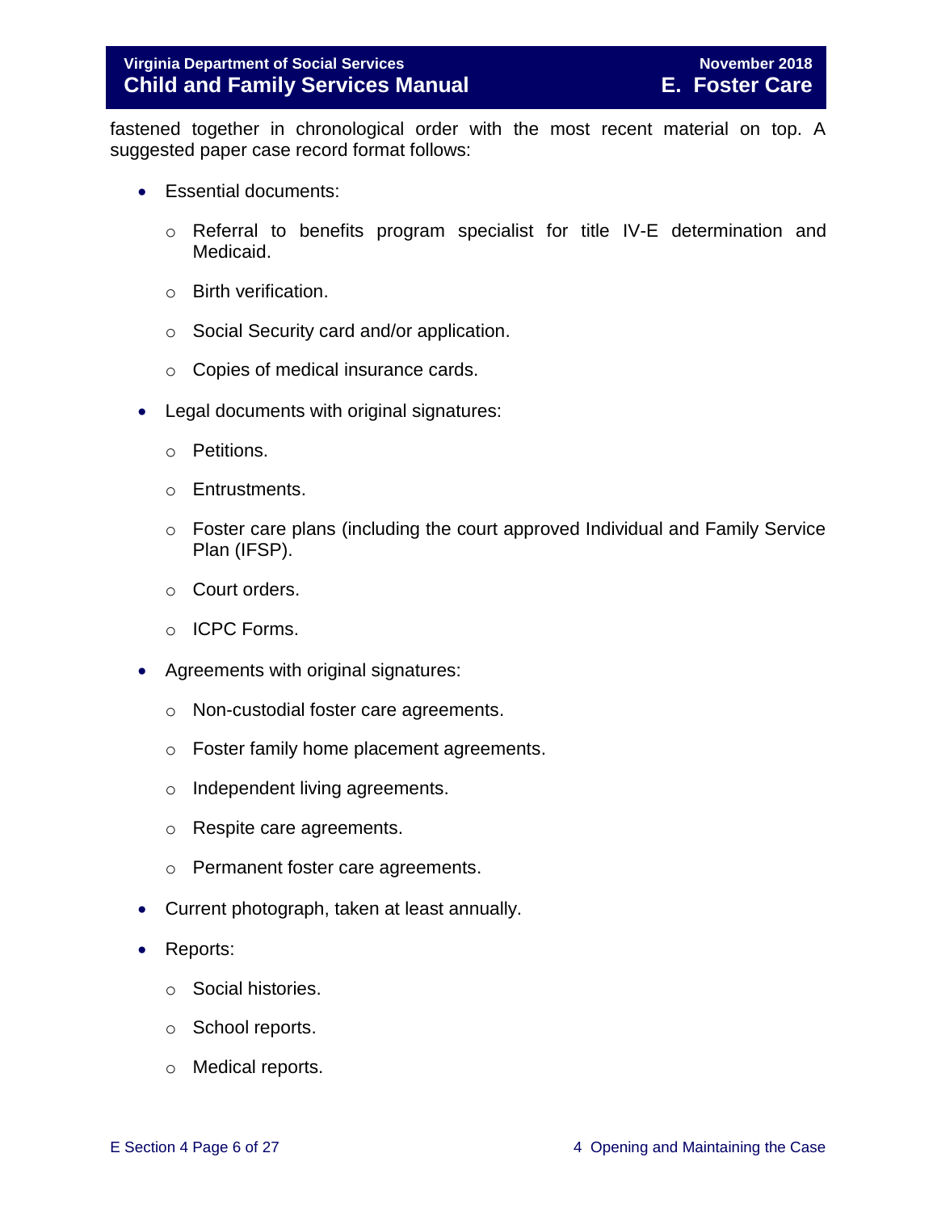fastened together in chronological order with the most recent material on top. A suggested paper case record format follows:

- Essential documents:
  - Referral to benefits program specialist for title IV-E determination and Medicaid.
  - Birth verification.
  - Social Security card and/or application.
  - Copies of medical insurance cards.
- Legal documents with original signatures:
  - Petitions.
  - Entrustments.
  - Foster care plans (including the court approved Individual and Family Service Plan (IFSP).
  - Court orders.
  - ICPC Forms.
- Agreements with original signatures:
  - Non-custodial foster care agreements.
  - Foster family home placement agreements.
  - Independent living agreements.
  - Respite care agreements.
  - Permanent foster care agreements.
- Current photograph, taken at least annually.
- Reports:
  - Social histories.
  - School reports.
  - Medical reports.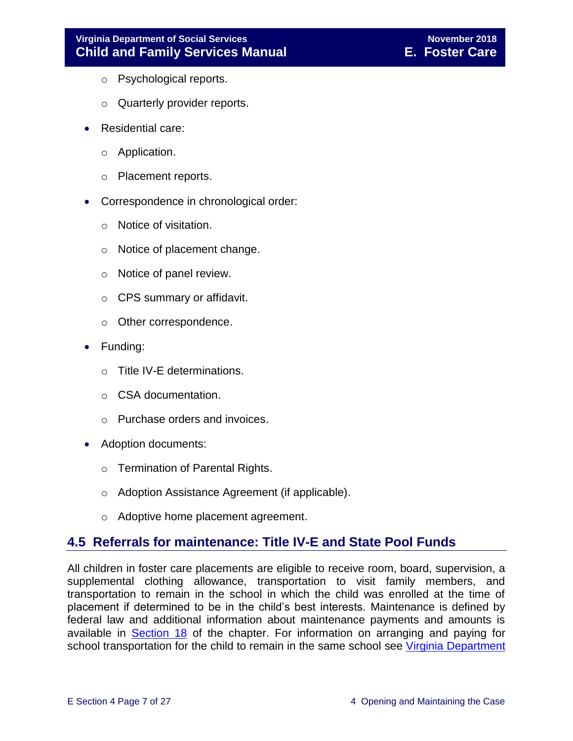- Psychological reports.
    - Quarterly provider reports.
- Residential care:
    - Application.
    - Placement reports.
- Correspondence in chronological order:
    - Notice of visitation.
    - Notice of placement change.
    - Notice of panel review.
    - CPS summary or affidavit.
    - Other correspondence.
- Funding:
    - Title IV-E determinations.
    - CSA documentation.
    - Purchase orders and invoices.
- Adoption documents:
    - Termination of Parental Rights.
    - Adoption Assistance Agreement (if applicable).
    - Adoptive home placement agreement.

## 4.5 Referrals for maintenance: Title IV-E and State Pool Funds

All children in foster care placements are eligible to receive room, board, supervision, a supplemental clothing allowance, transportation to visit family members, and transportation to remain in the school in which the child was enrolled at the time of placement if determined to be in the child's best interests. Maintenance is defined by federal law and additional information about maintenance payments and amounts is available in Section 18 of the chapter. For information on arranging and paying for school transportation for the child to remain in the same school see Virginia Department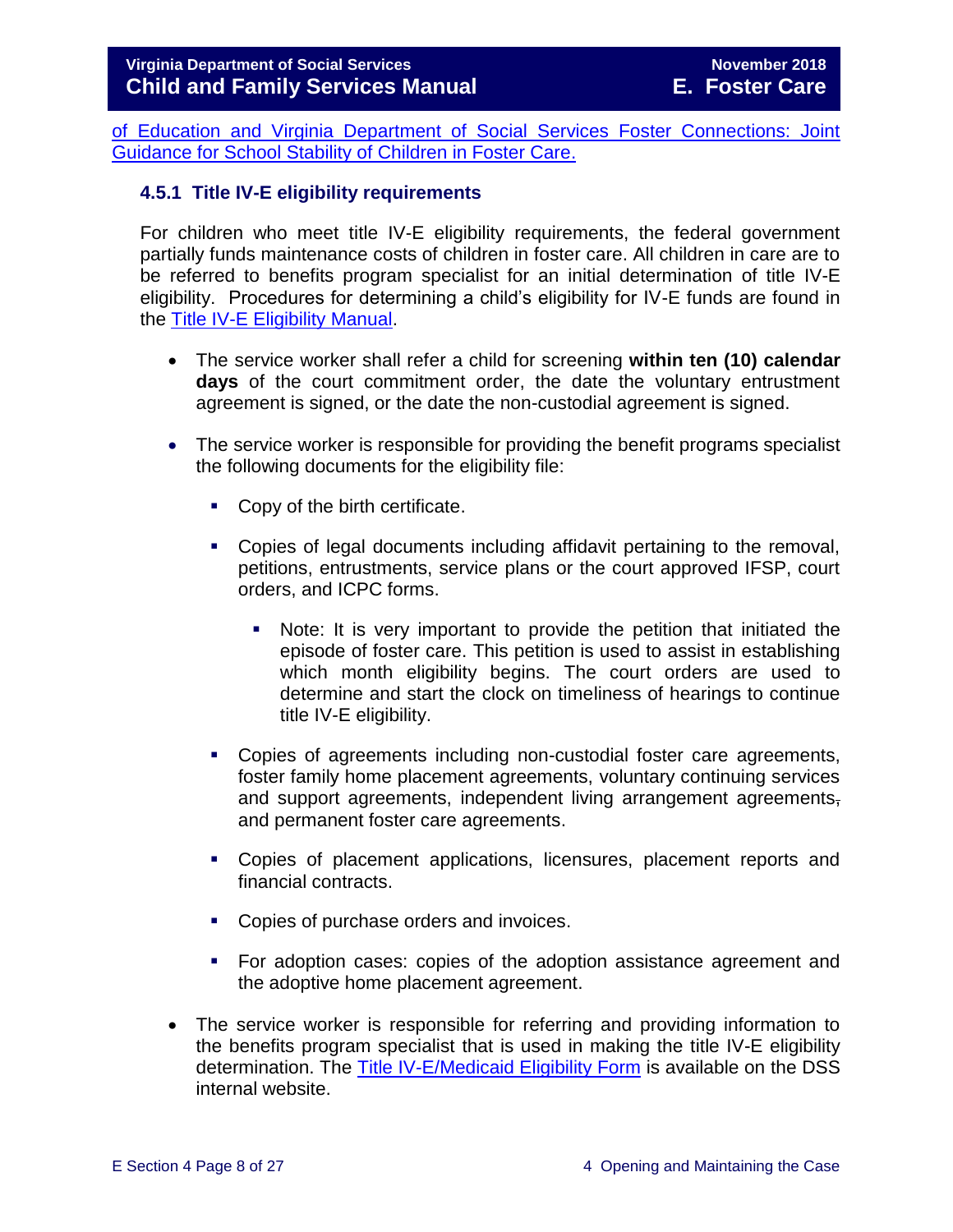of Education and Virginia Department of Social Services Foster Connections: Joint Guidance for School Stability of Children in Foster Care.

### 4.5.1 Title IV-E eligibility requirements

For children who meet title IV-E eligibility requirements, the federal government partially funds maintenance costs of children in foster care. All children in care are to be referred to benefits program specialist for an initial determination of title IV-E eligibility. Procedures for determining a child's eligibility for IV-E funds are found in the Title IV-E Eligibility Manual.

- The service worker shall refer a child for screening **within ten (10) calendar days** of the court commitment order, the date the voluntary entrustment agreement is signed, or the date the non-custodial agreement is signed.

- The service worker is responsible for providing the benefit programs specialist the following documents for the eligibility file:

  - Copy of the birth certificate.

  - Copies of legal documents including affidavit pertaining to the removal, petitions, entrustments, service plans or the court approved IFSP, court orders, and ICPC forms.

    - Note: It is very important to provide the petition that initiated the episode of foster care. This petition is used to assist in establishing which month eligibility begins. The court orders are used to determine and start the clock on timeliness of hearings to continue title IV-E eligibility.

  - Copies of agreements including non-custodial foster care agreements, foster family home placement agreements, voluntary continuing services and support agreements, independent living arrangement agreements, and permanent foster care agreements.

  - Copies of placement applications, licensures, placement reports and financial contracts.

  - Copies of purchase orders and invoices.

  - For adoption cases: copies of the adoption assistance agreement and the adoptive home placement agreement.

- The service worker is responsible for referring and providing information to the benefits program specialist that is used in making the title IV-E eligibility determination. The Title IV-E/Medicaid Eligibility Form is available on the DSS internal website.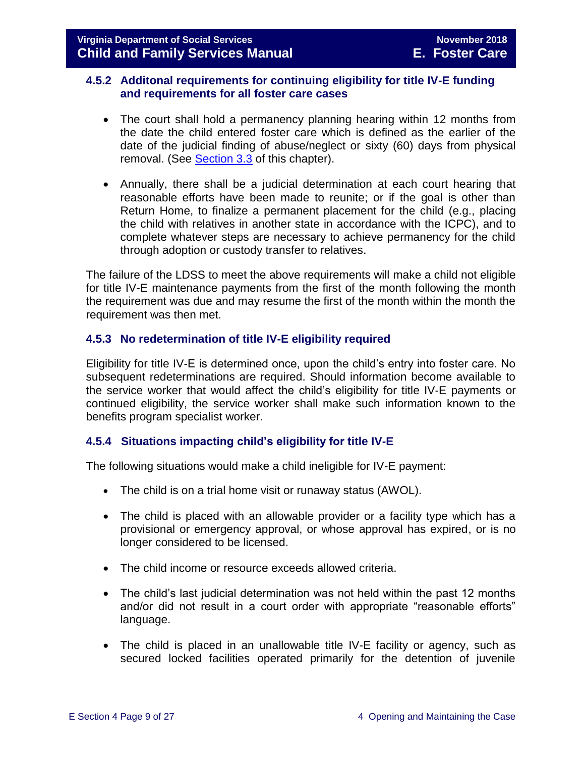### 4.5.2 Additonal requirements for continuing eligibility for title IV-E funding and requirements for all foster care cases

- The court shall hold a permanency planning hearing within 12 months from the date the child entered foster care which is defined as the earlier of the date of the judicial finding of abuse/neglect or sixty (60) days from physical removal. (See Section 3.3 of this chapter).

- Annually, there shall be a judicial determination at each court hearing that reasonable efforts have been made to reunite; or if the goal is other than Return Home, to finalize a permanent placement for the child (e.g., placing the child with relatives in another state in accordance with the ICPC), and to complete whatever steps are necessary to achieve permanency for the child through adoption or custody transfer to relatives.

The failure of the LDSS to meet the above requirements will make a child not eligible for title IV-E maintenance payments from the first of the month following the month the requirement was due and may resume the first of the month within the month the requirement was then met.

### 4.5.3 No redetermination of title IV-E eligibility required

Eligibility for title IV-E is determined once, upon the child's entry into foster care. No subsequent redeterminations are required. Should information become available to the service worker that would affect the child's eligibility for title IV-E payments or continued eligibility, the service worker shall make such information known to the benefits program specialist worker.

### 4.5.4 Situations impacting child's eligibility for title IV-E

The following situations would make a child ineligible for IV-E payment:

- The child is on a trial home visit or runaway status (AWOL).

- The child is placed with an allowable provider or a facility type which has a provisional or emergency approval, or whose approval has expired, or is no longer considered to be licensed.

- The child income or resource exceeds allowed criteria.

- The child's last judicial determination was not held within the past 12 months and/or did not result in a court order with appropriate "reasonable efforts" language.

- The child is placed in an unallowable title IV-E facility or agency, such as secured locked facilities operated primarily for the detention of juvenile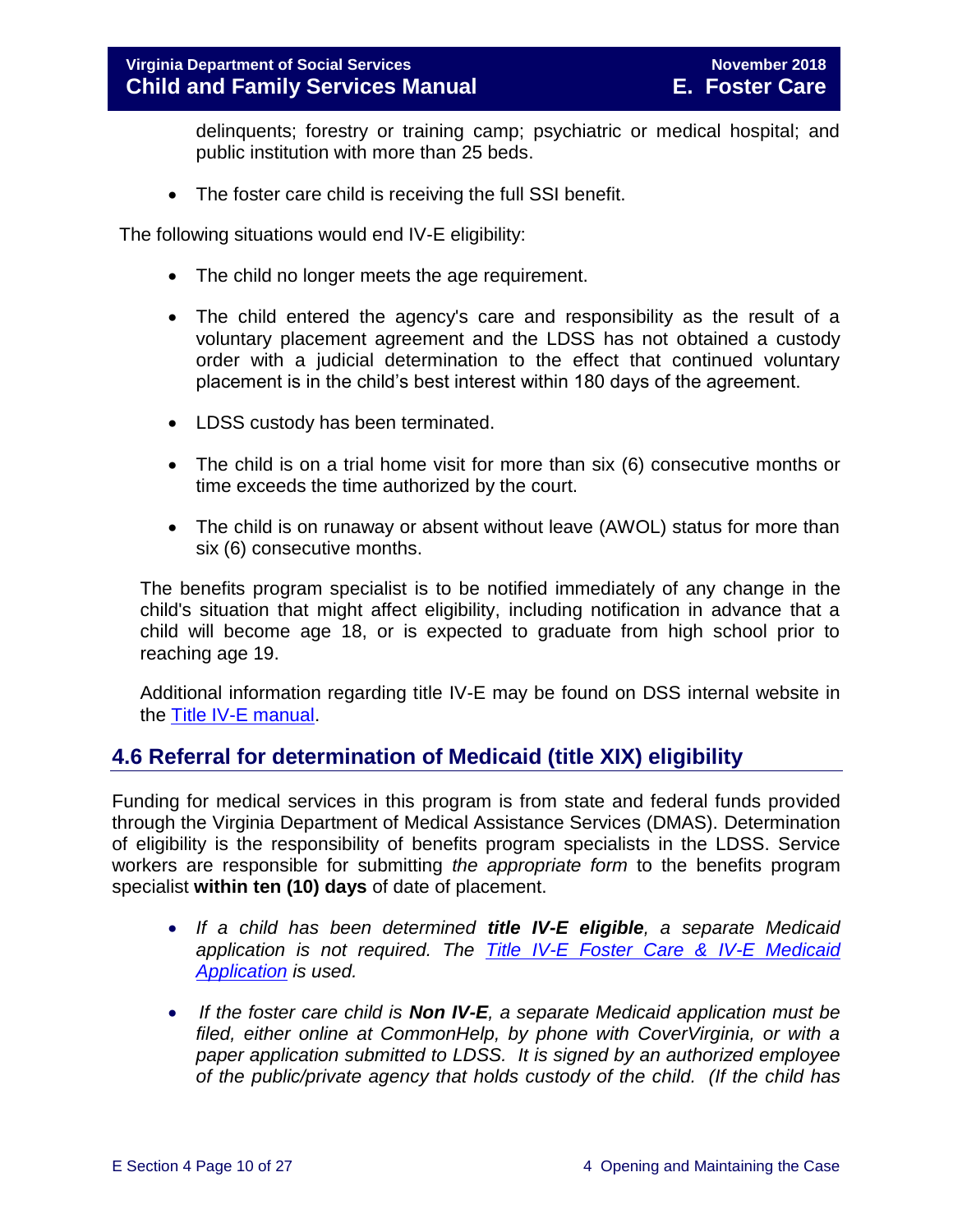delinquents; forestry or training camp; psychiatric or medical hospital; and public institution with more than 25 beds.

- The foster care child is receiving the full SSI benefit.

The following situations would end IV-E eligibility:

- The child no longer meets the age requirement.
- The child entered the agency's care and responsibility as the result of a voluntary placement agreement and the LDSS has not obtained a custody order with a judicial determination to the effect that continued voluntary placement is in the child's best interest within 180 days of the agreement.
- LDSS custody has been terminated.
- The child is on a trial home visit for more than six (6) consecutive months or time exceeds the time authorized by the court.
- The child is on runaway or absent without leave (AWOL) status for more than six (6) consecutive months.

The benefits program specialist is to be notified immediately of any change in the child's situation that might affect eligibility, including notification in advance that a child will become age 18, or is expected to graduate from high school prior to reaching age 19.

Additional information regarding title IV-E may be found on DSS internal website in the [Title IV-E manual](#).

## 4.6 Referral for determination of Medicaid (title XIX) eligibility

Funding for medical services in this program is from state and federal funds provided through the Virginia Department of Medical Assistance Services (DMAS). Determination of eligibility is the responsibility of benefits program specialists in the LDSS. Service workers are responsible for submitting *the appropriate form* to the benefits program specialist **within ten (10) days** of date of placement.

- *If a child has been determined **title IV-E eligible**, a separate Medicaid application is not required. The [Title IV-E Foster Care & IV-E Medicaid Application](#) is used.*
- *If the foster care child is **Non IV-E**, a separate Medicaid application must be filed, either online at CommonHelp, by phone with CoverVirginia, or with a paper application submitted to LDSS. It is signed by an authorized employee of the public/private agency that holds custody of the child. (If the child has*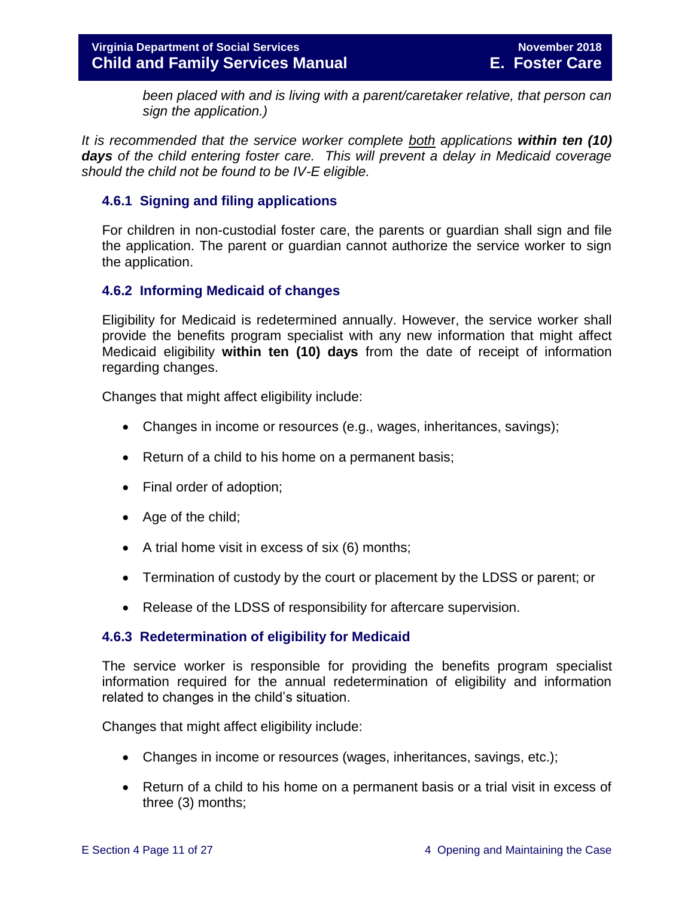*been placed with and is living with a parent/caretaker relative, that person can sign the application.)*

*It is recommended that the service worker complete <u>both</u> applications **within ten (10) days** of the child entering foster care. This will prevent a delay in Medicaid coverage should the child not be found to be IV-E eligible.*

### 4.6.1 Signing and filing applications

For children in non-custodial foster care, the parents or guardian shall sign and file the application. The parent or guardian cannot authorize the service worker to sign the application.

### 4.6.2 Informing Medicaid of changes

Eligibility for Medicaid is redetermined annually. However, the service worker shall provide the benefits program specialist with any new information that might affect Medicaid eligibility **within ten (10) days** from the date of receipt of information regarding changes.

Changes that might affect eligibility include:

- Changes in income or resources (e.g., wages, inheritances, savings);
- Return of a child to his home on a permanent basis;
- Final order of adoption;
- Age of the child;
- A trial home visit in excess of six (6) months;
- Termination of custody by the court or placement by the LDSS or parent; or
- Release of the LDSS of responsibility for aftercare supervision.

### 4.6.3 Redetermination of eligibility for Medicaid

The service worker is responsible for providing the benefits program specialist information required for the annual redetermination of eligibility and information related to changes in the child's situation.

Changes that might affect eligibility include:

- Changes in income or resources (wages, inheritances, savings, etc.);
- Return of a child to his home on a permanent basis or a trial visit in excess of three (3) months;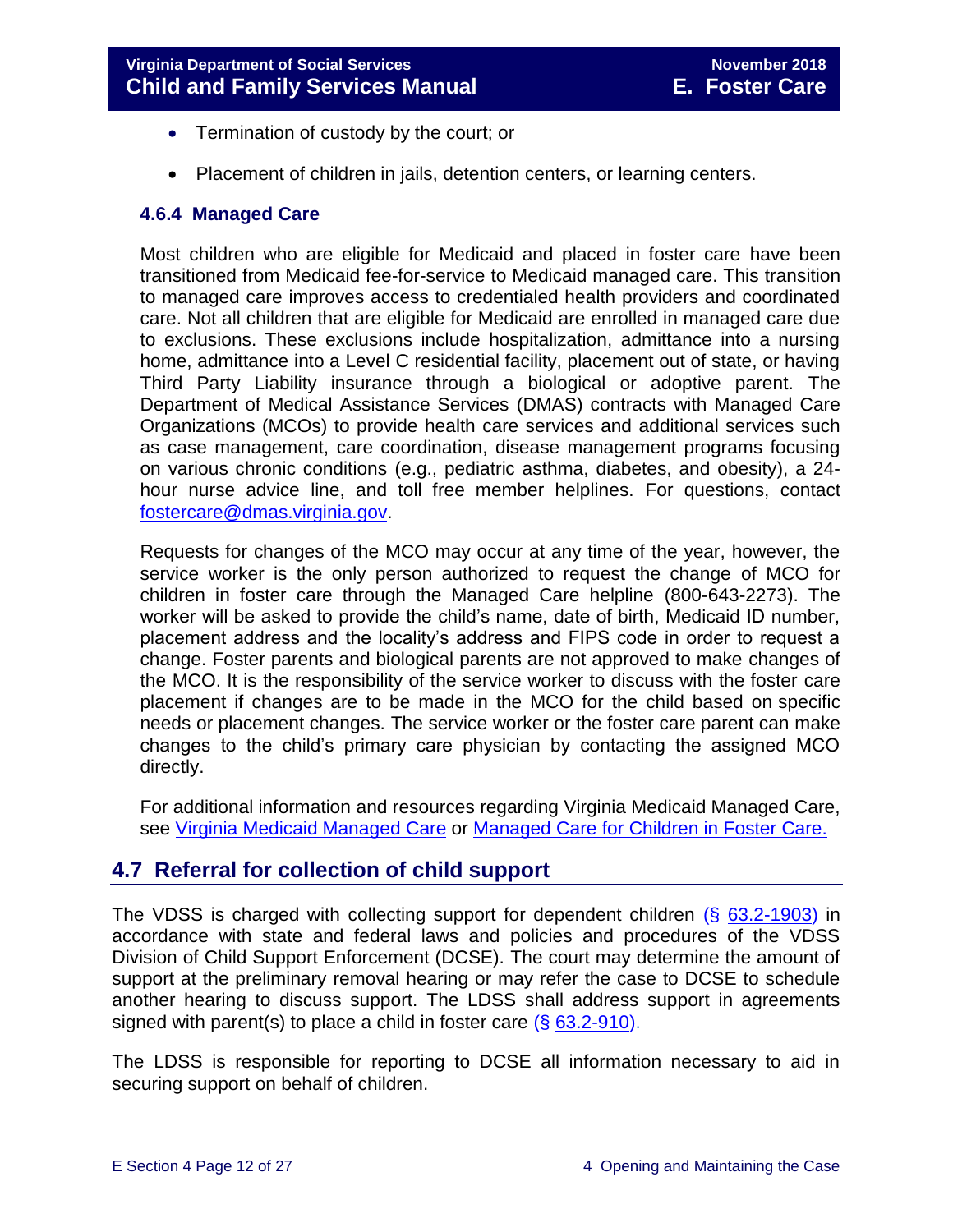- Termination of custody by the court; or
- Placement of children in jails, detention centers, or learning centers.

### 4.6.4 Managed Care

Most children who are eligible for Medicaid and placed in foster care have been transitioned from Medicaid fee-for-service to Medicaid managed care. This transition to managed care improves access to credentialed health providers and coordinated care. Not all children that are eligible for Medicaid are enrolled in managed care due to exclusions. These exclusions include hospitalization, admittance into a nursing home, admittance into a Level C residential facility, placement out of state, or having Third Party Liability insurance through a biological or adoptive parent. The Department of Medical Assistance Services (DMAS) contracts with Managed Care Organizations (MCOs) to provide health care services and additional services such as case management, care coordination, disease management programs focusing on various chronic conditions (e.g., pediatric asthma, diabetes, and obesity), a 24-hour nurse advice line, and toll free member helplines. For questions, contact fostercare@dmas.virginia.gov.

Requests for changes of the MCO may occur at any time of the year, however, the service worker is the only person authorized to request the change of MCO for children in foster care through the Managed Care helpline (800-643-2273). The worker will be asked to provide the child's name, date of birth, Medicaid ID number, placement address and the locality's address and FIPS code in order to request a change. Foster parents and biological parents are not approved to make changes of the MCO. It is the responsibility of the service worker to discuss with the foster care placement if changes are to be made in the MCO for the child based on specific needs or placement changes. The service worker or the foster care parent can make changes to the child's primary care physician by contacting the assigned MCO directly.

For additional information and resources regarding Virginia Medicaid Managed Care, see Virginia Medicaid Managed Care or Managed Care for Children in Foster Care.

## 4.7 Referral for collection of child support

The VDSS is charged with collecting support for dependent children (§ 63.2-1903) in accordance with state and federal laws and policies and procedures of the VDSS Division of Child Support Enforcement (DCSE). The court may determine the amount of support at the preliminary removal hearing or may refer the case to DCSE to schedule another hearing to discuss support. The LDSS shall address support in agreements signed with parent(s) to place a child in foster care (§ 63.2-910).

The LDSS is responsible for reporting to DCSE all information necessary to aid in securing support on behalf of children.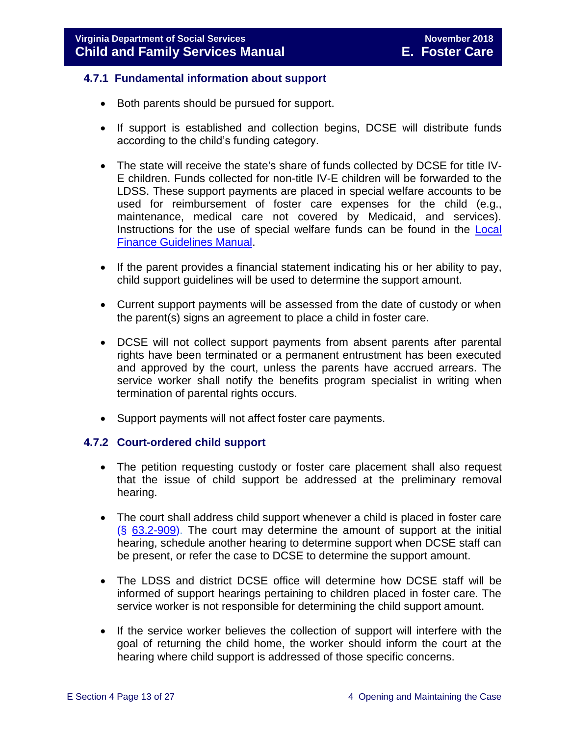### 4.7.1 Fundamental information about support

- Both parents should be pursued for support.
- If support is established and collection begins, DCSE will distribute funds according to the child's funding category.
- The state will receive the state's share of funds collected by DCSE for title IV-E children. Funds collected for non-title IV-E children will be forwarded to the LDSS. These support payments are placed in special welfare accounts to be used for reimbursement of foster care expenses for the child (e.g., maintenance, medical care not covered by Medicaid, and services). Instructions for the use of special welfare funds can be found in the Local Finance Guidelines Manual.
- If the parent provides a financial statement indicating his or her ability to pay, child support guidelines will be used to determine the support amount.
- Current support payments will be assessed from the date of custody or when the parent(s) signs an agreement to place a child in foster care.
- DCSE will not collect support payments from absent parents after parental rights have been terminated or a permanent entrustment has been executed and approved by the court, unless the parents have accrued arrears. The service worker shall notify the benefits program specialist in writing when termination of parental rights occurs.
- Support payments will not affect foster care payments.

### 4.7.2 Court-ordered child support

- The petition requesting custody or foster care placement shall also request that the issue of child support be addressed at the preliminary removal hearing.
- The court shall address child support whenever a child is placed in foster care (§ 63.2-909). The court may determine the amount of support at the initial hearing, schedule another hearing to determine support when DCSE staff can be present, or refer the case to DCSE to determine the support amount.
- The LDSS and district DCSE office will determine how DCSE staff will be informed of support hearings pertaining to children placed in foster care. The service worker is not responsible for determining the child support amount.
- If the service worker believes the collection of support will interfere with the goal of returning the child home, the worker should inform the court at the hearing where child support is addressed of those specific concerns.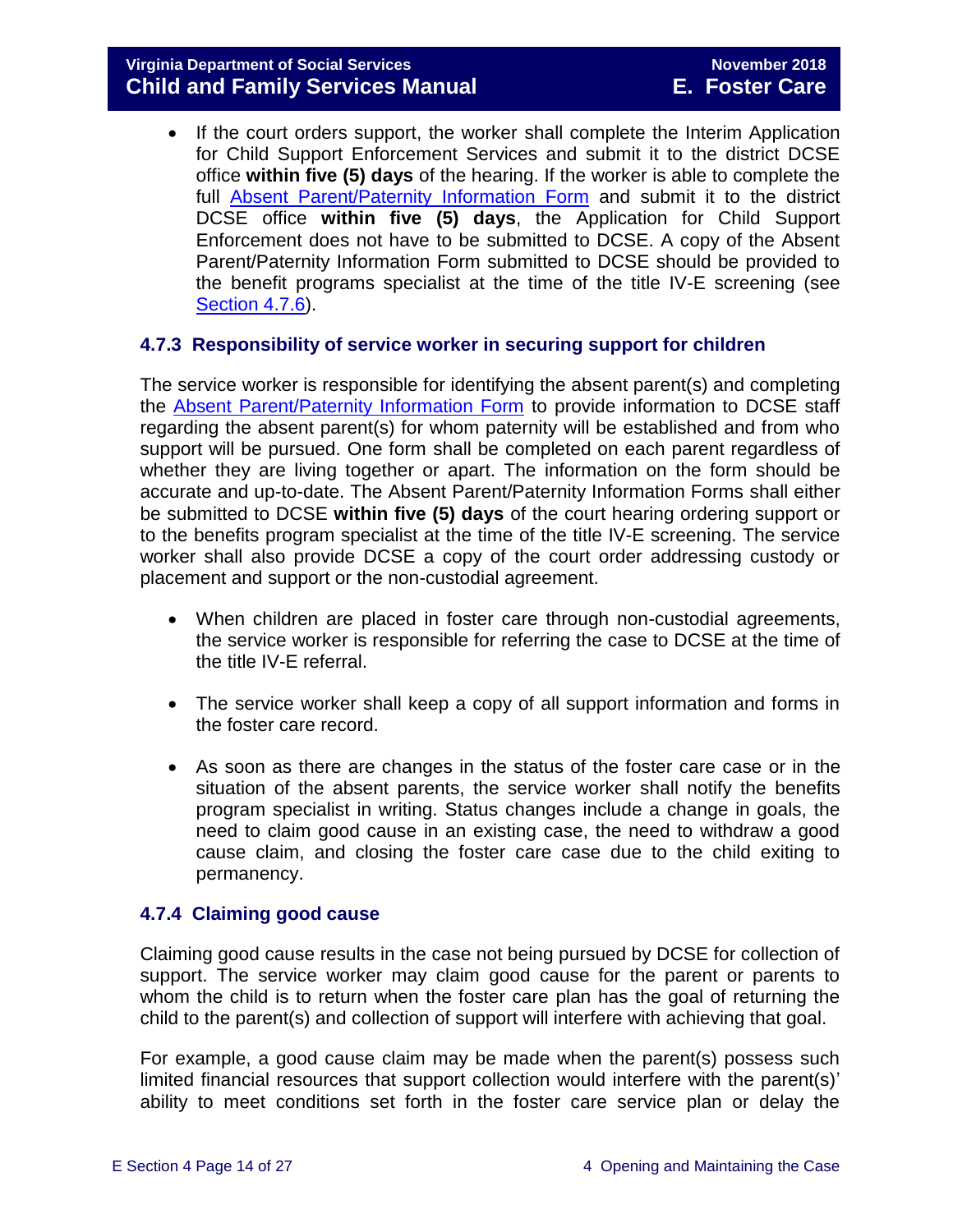- If the court orders support, the worker shall complete the Interim Application for Child Support Enforcement Services and submit it to the district DCSE office **within five (5) days** of the hearing. If the worker is able to complete the full Absent Parent/Paternity Information Form and submit it to the district DCSE office **within five (5) days**, the Application for Child Support Enforcement does not have to be submitted to DCSE. A copy of the Absent Parent/Paternity Information Form submitted to DCSE should be provided to the benefit programs specialist at the time of the title IV-E screening (see Section 4.7.6).

### 4.7.3 Responsibility of service worker in securing support for children

The service worker is responsible for identifying the absent parent(s) and completing the Absent Parent/Paternity Information Form to provide information to DCSE staff regarding the absent parent(s) for whom paternity will be established and from who support will be pursued. One form shall be completed on each parent regardless of whether they are living together or apart. The information on the form should be accurate and up-to-date. The Absent Parent/Paternity Information Forms shall either be submitted to DCSE **within five (5) days** of the court hearing ordering support or to the benefits program specialist at the time of the title IV-E screening. The service worker shall also provide DCSE a copy of the court order addressing custody or placement and support or the non-custodial agreement.

- When children are placed in foster care through non-custodial agreements, the service worker is responsible for referring the case to DCSE at the time of the title IV-E referral.
- The service worker shall keep a copy of all support information and forms in the foster care record.
- As soon as there are changes in the status of the foster care case or in the situation of the absent parents, the service worker shall notify the benefits program specialist in writing. Status changes include a change in goals, the need to claim good cause in an existing case, the need to withdraw a good cause claim, and closing the foster care case due to the child exiting to permanency.

### 4.7.4 Claiming good cause

Claiming good cause results in the case not being pursued by DCSE for collection of support. The service worker may claim good cause for the parent or parents to whom the child is to return when the foster care plan has the goal of returning the child to the parent(s) and collection of support will interfere with achieving that goal.

For example, a good cause claim may be made when the parent(s) possess such limited financial resources that support collection would interfere with the parent(s)' ability to meet conditions set forth in the foster care service plan or delay the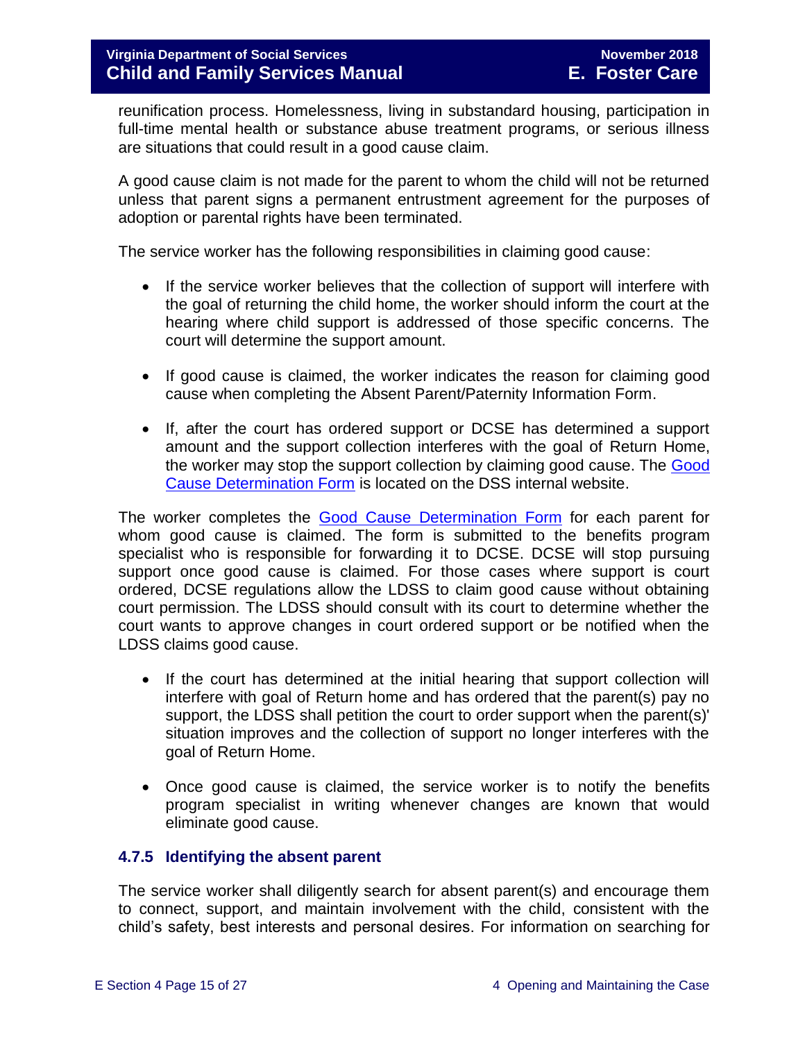reunification process. Homelessness, living in substandard housing, participation in full-time mental health or substance abuse treatment programs, or serious illness are situations that could result in a good cause claim.

A good cause claim is not made for the parent to whom the child will not be returned unless that parent signs a permanent entrustment agreement for the purposes of adoption or parental rights have been terminated.

The service worker has the following responsibilities in claiming good cause:

- If the service worker believes that the collection of support will interfere with the goal of returning the child home, the worker should inform the court at the hearing where child support is addressed of those specific concerns. The court will determine the support amount.

- If good cause is claimed, the worker indicates the reason for claiming good cause when completing the Absent Parent/Paternity Information Form.

- If, after the court has ordered support or DCSE has determined a support amount and the support collection interferes with the goal of Return Home, the worker may stop the support collection by claiming good cause. The Good Cause Determination Form is located on the DSS internal website.

The worker completes the Good Cause Determination Form for each parent for whom good cause is claimed. The form is submitted to the benefits program specialist who is responsible for forwarding it to DCSE. DCSE will stop pursuing support once good cause is claimed. For those cases where support is court ordered, DCSE regulations allow the LDSS to claim good cause without obtaining court permission. The LDSS should consult with its court to determine whether the court wants to approve changes in court ordered support or be notified when the LDSS claims good cause.

- If the court has determined at the initial hearing that support collection will interfere with goal of Return home and has ordered that the parent(s) pay no support, the LDSS shall petition the court to order support when the parent(s)' situation improves and the collection of support no longer interferes with the goal of Return Home.

- Once good cause is claimed, the service worker is to notify the benefits program specialist in writing whenever changes are known that would eliminate good cause.

### 4.7.5 Identifying the absent parent

The service worker shall diligently search for absent parent(s) and encourage them to connect, support, and maintain involvement with the child, consistent with the child's safety, best interests and personal desires. For information on searching for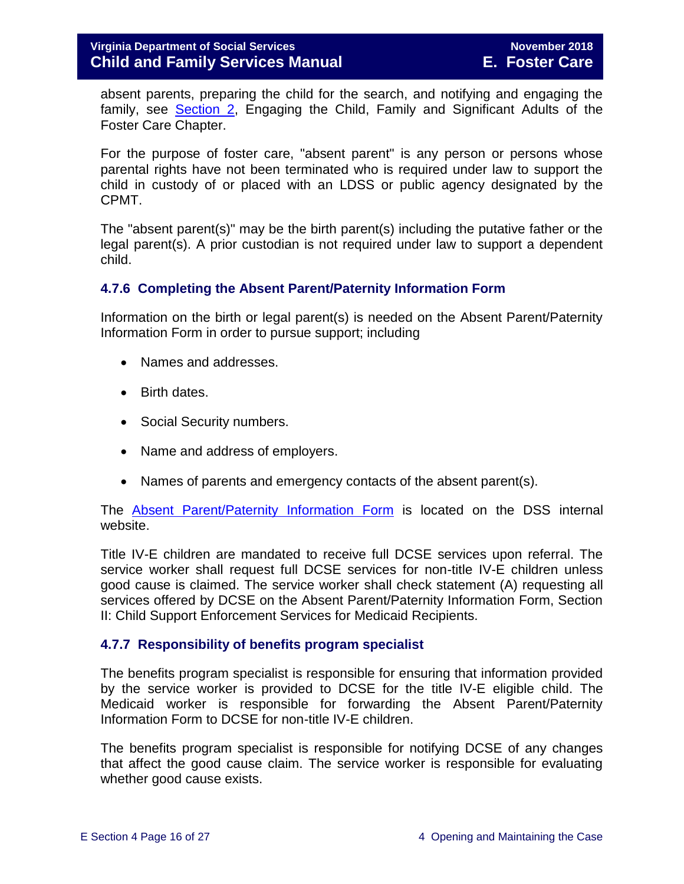absent parents, preparing the child for the search, and notifying and engaging the family, see [Section 2](), Engaging the Child, Family and Significant Adults of the Foster Care Chapter.

For the purpose of foster care, "absent parent" is any person or persons whose parental rights have not been terminated who is required under law to support the child in custody of or placed with an LDSS or public agency designated by the CPMT.

The "absent parent(s)" may be the birth parent(s) including the putative father or the legal parent(s). A prior custodian is not required under law to support a dependent child.

### 4.7.6 Completing the Absent Parent/Paternity Information Form

Information on the birth or legal parent(s) is needed on the Absent Parent/Paternity Information Form in order to pursue support; including

- Names and addresses.
- Birth dates.
- Social Security numbers.
- Name and address of employers.
- Names of parents and emergency contacts of the absent parent(s).

The [Absent Parent/Paternity Information Form]() is located on the DSS internal website.

Title IV-E children are mandated to receive full DCSE services upon referral. The service worker shall request full DCSE services for non-title IV-E children unless good cause is claimed. The service worker shall check statement (A) requesting all services offered by DCSE on the Absent Parent/Paternity Information Form, Section II: Child Support Enforcement Services for Medicaid Recipients.

### 4.7.7 Responsibility of benefits program specialist

The benefits program specialist is responsible for ensuring that information provided by the service worker is provided to DCSE for the title IV-E eligible child. The Medicaid worker is responsible for forwarding the Absent Parent/Paternity Information Form to DCSE for non-title IV-E children.

The benefits program specialist is responsible for notifying DCSE of any changes that affect the good cause claim. The service worker is responsible for evaluating whether good cause exists.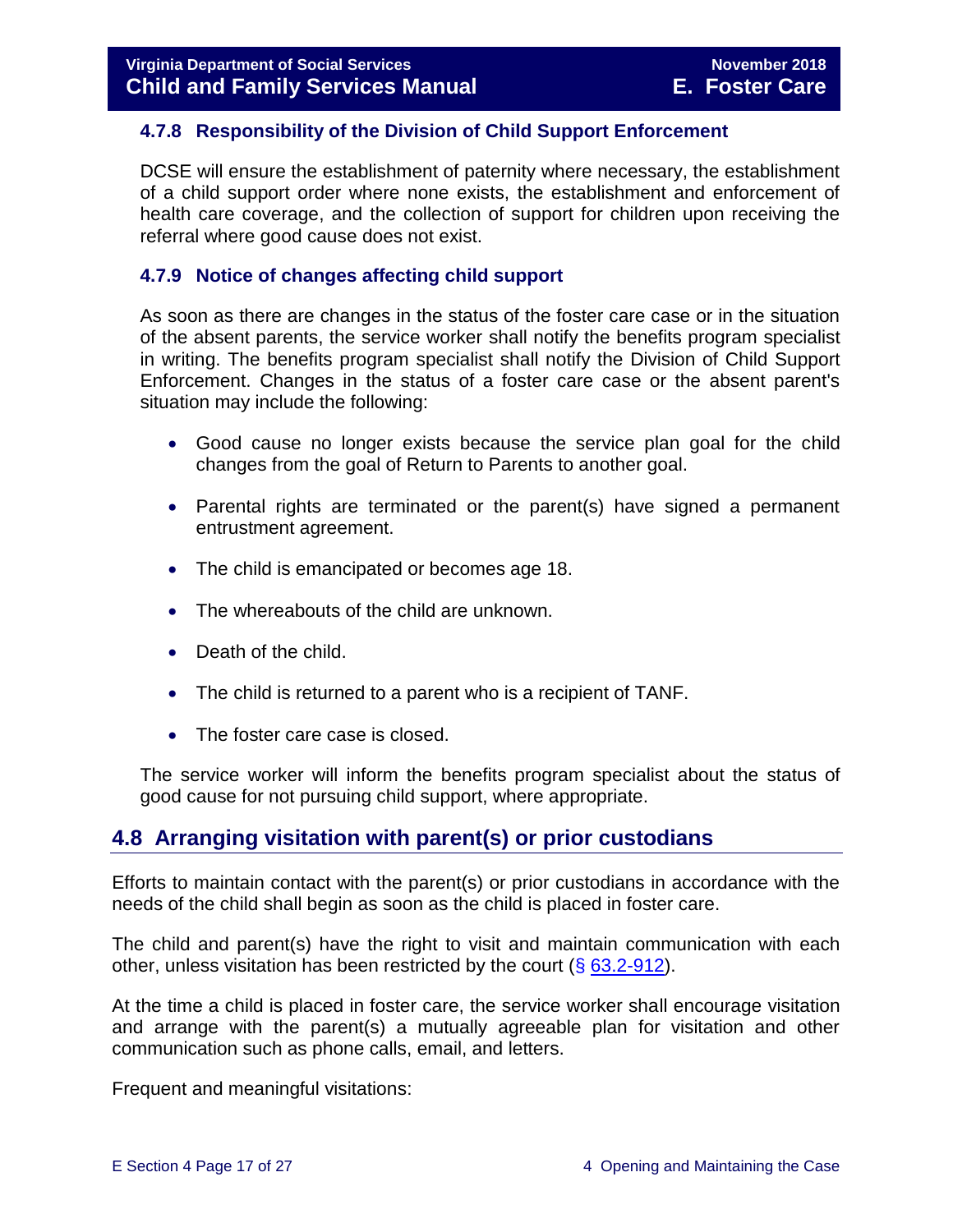### 4.7.8 Responsibility of the Division of Child Support Enforcement

DCSE will ensure the establishment of paternity where necessary, the establishment of a child support order where none exists, the establishment and enforcement of health care coverage, and the collection of support for children upon receiving the referral where good cause does not exist.

### 4.7.9 Notice of changes affecting child support

As soon as there are changes in the status of the foster care case or in the situation of the absent parents, the service worker shall notify the benefits program specialist in writing. The benefits program specialist shall notify the Division of Child Support Enforcement. Changes in the status of a foster care case or the absent parent's situation may include the following:

- Good cause no longer exists because the service plan goal for the child changes from the goal of Return to Parents to another goal.
- Parental rights are terminated or the parent(s) have signed a permanent entrustment agreement.
- The child is emancipated or becomes age 18.
- The whereabouts of the child are unknown.
- Death of the child.
- The child is returned to a parent who is a recipient of TANF.
- The foster care case is closed.

The service worker will inform the benefits program specialist about the status of good cause for not pursuing child support, where appropriate.

## 4.8 Arranging visitation with parent(s) or prior custodians

Efforts to maintain contact with the parent(s) or prior custodians in accordance with the needs of the child shall begin as soon as the child is placed in foster care.

The child and parent(s) have the right to visit and maintain communication with each other, unless visitation has been restricted by the court (§ 63.2-912).

At the time a child is placed in foster care, the service worker shall encourage visitation and arrange with the parent(s) a mutually agreeable plan for visitation and other communication such as phone calls, email, and letters.

Frequent and meaningful visitations: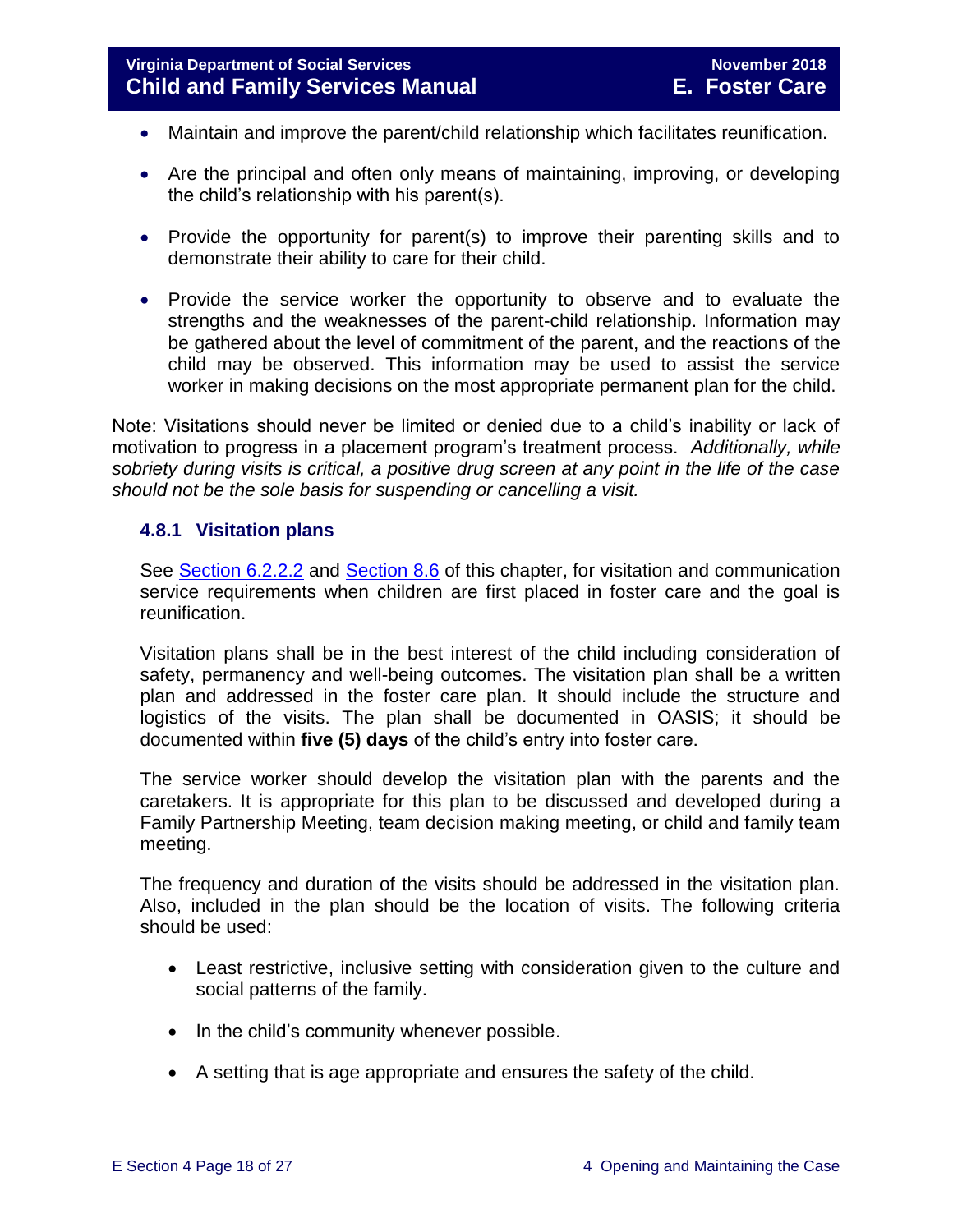- Maintain and improve the parent/child relationship which facilitates reunification.

- Are the principal and often only means of maintaining, improving, or developing the child's relationship with his parent(s).

- Provide the opportunity for parent(s) to improve their parenting skills and to demonstrate their ability to care for their child.

- Provide the service worker the opportunity to observe and to evaluate the strengths and the weaknesses of the parent-child relationship. Information may be gathered about the level of commitment of the parent, and the reactions of the child may be observed. This information may be used to assist the service worker in making decisions on the most appropriate permanent plan for the child.

Note: Visitations should never be limited or denied due to a child's inability or lack of motivation to progress in a placement program's treatment process. *Additionally, while sobriety during visits is critical, a positive drug screen at any point in the life of the case should not be the sole basis for suspending or cancelling a visit.*

### 4.8.1 Visitation plans

See Section 6.2.2.2 and Section 8.6 of this chapter, for visitation and communication service requirements when children are first placed in foster care and the goal is reunification.

Visitation plans shall be in the best interest of the child including consideration of safety, permanency and well-being outcomes. The visitation plan shall be a written plan and addressed in the foster care plan. It should include the structure and logistics of the visits. The plan shall be documented in OASIS; it should be documented within **five (5) days** of the child's entry into foster care.

The service worker should develop the visitation plan with the parents and the caretakers. It is appropriate for this plan to be discussed and developed during a Family Partnership Meeting, team decision making meeting, or child and family team meeting.

The frequency and duration of the visits should be addressed in the visitation plan. Also, included in the plan should be the location of visits. The following criteria should be used:

- Least restrictive, inclusive setting with consideration given to the culture and social patterns of the family.

- In the child's community whenever possible.

- A setting that is age appropriate and ensures the safety of the child.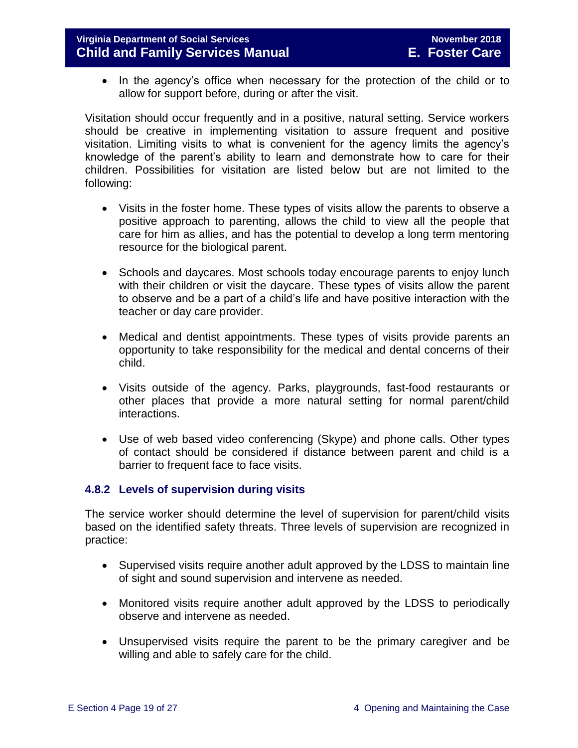- In the agency's office when necessary for the protection of the child or to allow for support before, during or after the visit.

Visitation should occur frequently and in a positive, natural setting. Service workers should be creative in implementing visitation to assure frequent and positive visitation. Limiting visits to what is convenient for the agency limits the agency's knowledge of the parent's ability to learn and demonstrate how to care for their children. Possibilities for visitation are listed below but are not limited to the following:

- Visits in the foster home. These types of visits allow the parents to observe a positive approach to parenting, allows the child to view all the people that care for him as allies, and has the potential to develop a long term mentoring resource for the biological parent.
- Schools and daycares. Most schools today encourage parents to enjoy lunch with their children or visit the daycare. These types of visits allow the parent to observe and be a part of a child's life and have positive interaction with the teacher or day care provider.
- Medical and dentist appointments. These types of visits provide parents an opportunity to take responsibility for the medical and dental concerns of their child.
- Visits outside of the agency. Parks, playgrounds, fast-food restaurants or other places that provide a more natural setting for normal parent/child interactions.
- Use of web based video conferencing (Skype) and phone calls. Other types of contact should be considered if distance between parent and child is a barrier to frequent face to face visits.

### 4.8.2 Levels of supervision during visits

The service worker should determine the level of supervision for parent/child visits based on the identified safety threats. Three levels of supervision are recognized in practice:

- Supervised visits require another adult approved by the LDSS to maintain line of sight and sound supervision and intervene as needed.
- Monitored visits require another adult approved by the LDSS to periodically observe and intervene as needed.
- Unsupervised visits require the parent to be the primary caregiver and be willing and able to safely care for the child.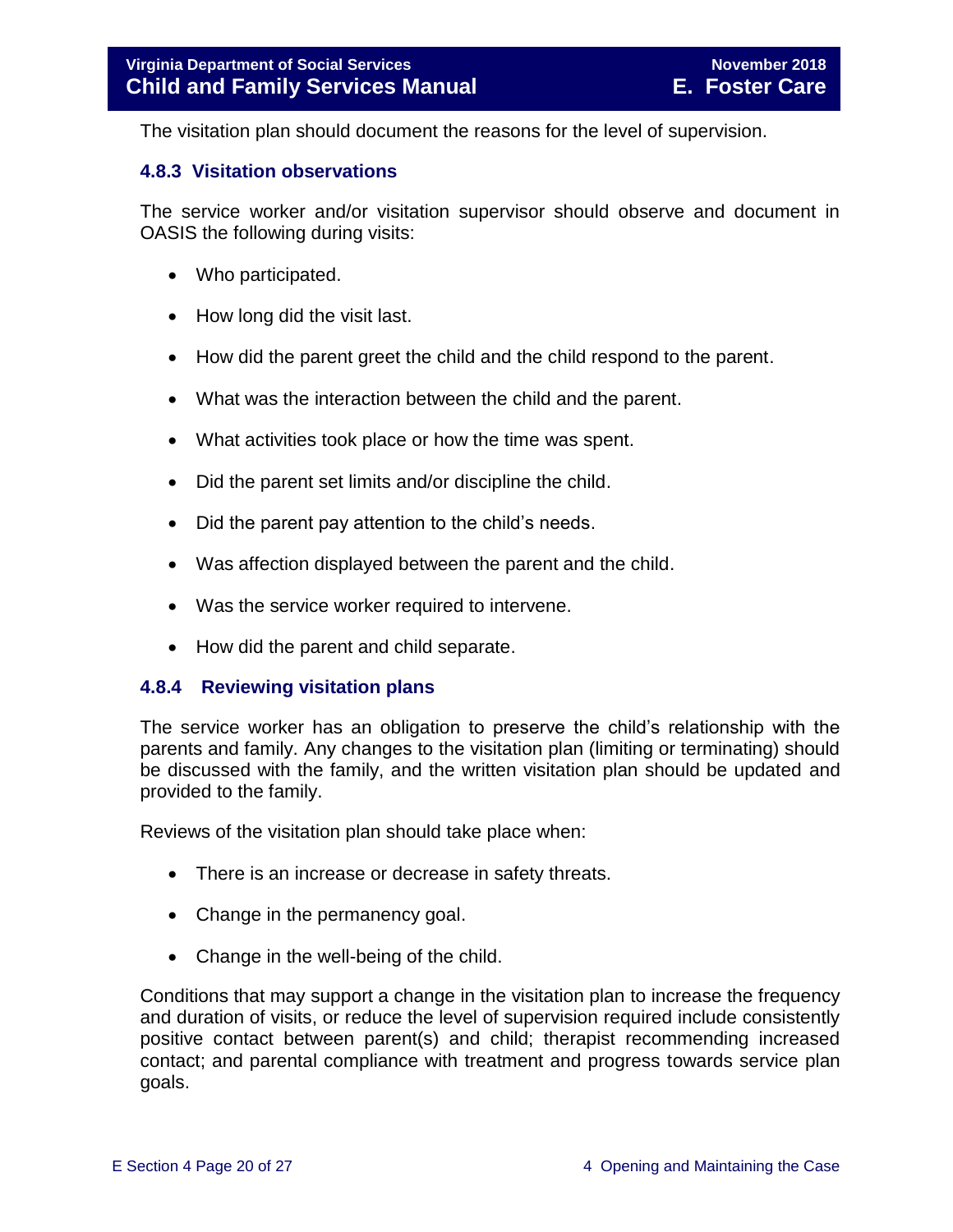The visitation plan should document the reasons for the level of supervision.

### 4.8.3 Visitation observations

The service worker and/or visitation supervisor should observe and document in OASIS the following during visits:

- Who participated.
- How long did the visit last.
- How did the parent greet the child and the child respond to the parent.
- What was the interaction between the child and the parent.
- What activities took place or how the time was spent.
- Did the parent set limits and/or discipline the child.
- Did the parent pay attention to the child's needs.
- Was affection displayed between the parent and the child.
- Was the service worker required to intervene.
- How did the parent and child separate.

### 4.8.4 Reviewing visitation plans

The service worker has an obligation to preserve the child's relationship with the parents and family. Any changes to the visitation plan (limiting or terminating) should be discussed with the family, and the written visitation plan should be updated and provided to the family.

Reviews of the visitation plan should take place when:

- There is an increase or decrease in safety threats.
- Change in the permanency goal.
- Change in the well-being of the child.

Conditions that may support a change in the visitation plan to increase the frequency and duration of visits, or reduce the level of supervision required include consistently positive contact between parent(s) and child; therapist recommending increased contact; and parental compliance with treatment and progress towards service plan goals.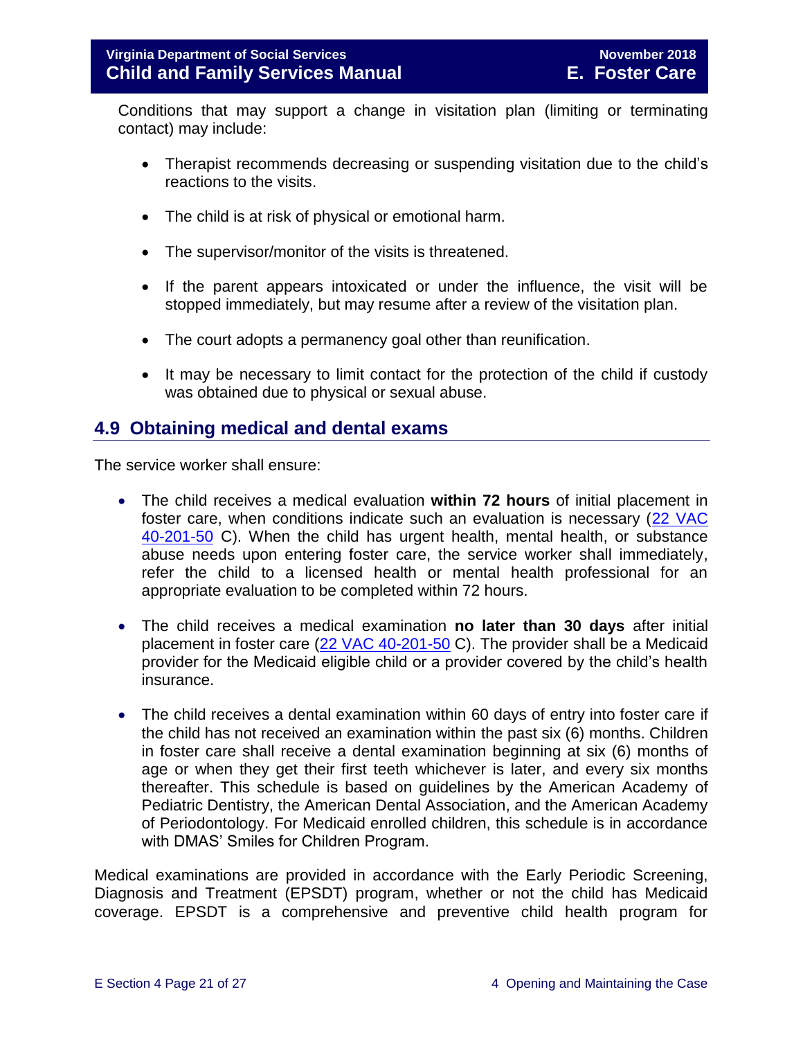Conditions that may support a change in visitation plan (limiting or terminating contact) may include:

- Therapist recommends decreasing or suspending visitation due to the child's reactions to the visits.
- The child is at risk of physical or emotional harm.
- The supervisor/monitor of the visits is threatened.
- If the parent appears intoxicated or under the influence, the visit will be stopped immediately, but may resume after a review of the visitation plan.
- The court adopts a permanency goal other than reunification.
- It may be necessary to limit contact for the protection of the child if custody was obtained due to physical or sexual abuse.

## 4.9 Obtaining medical and dental exams

The service worker shall ensure:

- The child receives a medical evaluation **within 72 hours** of initial placement in foster care, when conditions indicate such an evaluation is necessary (22 VAC 40-201-50 C). When the child has urgent health, mental health, or substance abuse needs upon entering foster care, the service worker shall immediately, refer the child to a licensed health or mental health professional for an appropriate evaluation to be completed within 72 hours.
- The child receives a medical examination **no later than 30 days** after initial placement in foster care (22 VAC 40-201-50 C). The provider shall be a Medicaid provider for the Medicaid eligible child or a provider covered by the child's health insurance.
- The child receives a dental examination within 60 days of entry into foster care if the child has not received an examination within the past six (6) months. Children in foster care shall receive a dental examination beginning at six (6) months of age or when they get their first teeth whichever is later, and every six months thereafter. This schedule is based on guidelines by the American Academy of Pediatric Dentistry, the American Dental Association, and the American Academy of Periodontology. For Medicaid enrolled children, this schedule is in accordance with DMAS' Smiles for Children Program.

Medical examinations are provided in accordance with the Early Periodic Screening, Diagnosis and Treatment (EPSDT) program, whether or not the child has Medicaid coverage. EPSDT is a comprehensive and preventive child health program for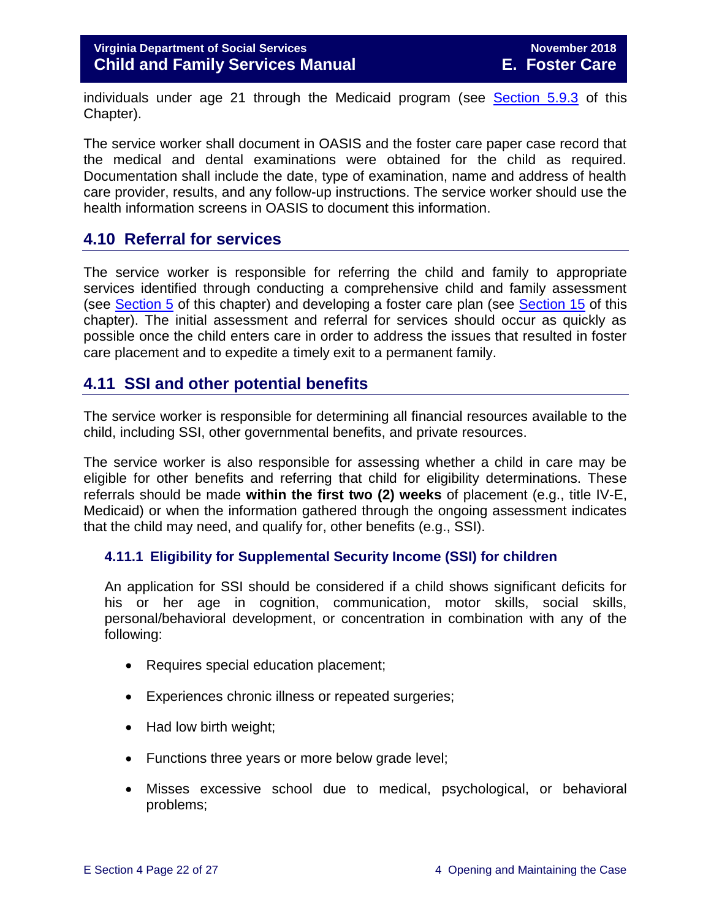individuals under age 21 through the Medicaid program (see Section 5.9.3 of this Chapter).

The service worker shall document in OASIS and the foster care paper case record that the medical and dental examinations were obtained for the child as required. Documentation shall include the date, type of examination, name and address of health care provider, results, and any follow-up instructions. The service worker should use the health information screens in OASIS to document this information.

## 4.10 Referral for services

The service worker is responsible for referring the child and family to appropriate services identified through conducting a comprehensive child and family assessment (see Section 5 of this chapter) and developing a foster care plan (see Section 15 of this chapter). The initial assessment and referral for services should occur as quickly as possible once the child enters care in order to address the issues that resulted in foster care placement and to expedite a timely exit to a permanent family.

## 4.11 SSI and other potential benefits

The service worker is responsible for determining all financial resources available to the child, including SSI, other governmental benefits, and private resources.

The service worker is also responsible for assessing whether a child in care may be eligible for other benefits and referring that child for eligibility determinations. These referrals should be made **within the first two (2) weeks** of placement (e.g., title IV-E, Medicaid) or when the information gathered through the ongoing assessment indicates that the child may need, and qualify for, other benefits (e.g., SSI).

### 4.11.1 Eligibility for Supplemental Security Income (SSI) for children

An application for SSI should be considered if a child shows significant deficits for his or her age in cognition, communication, motor skills, social skills, personal/behavioral development, or concentration in combination with any of the following:

- Requires special education placement;
- Experiences chronic illness or repeated surgeries;
- Had low birth weight;
- Functions three years or more below grade level;
- Misses excessive school due to medical, psychological, or behavioral problems;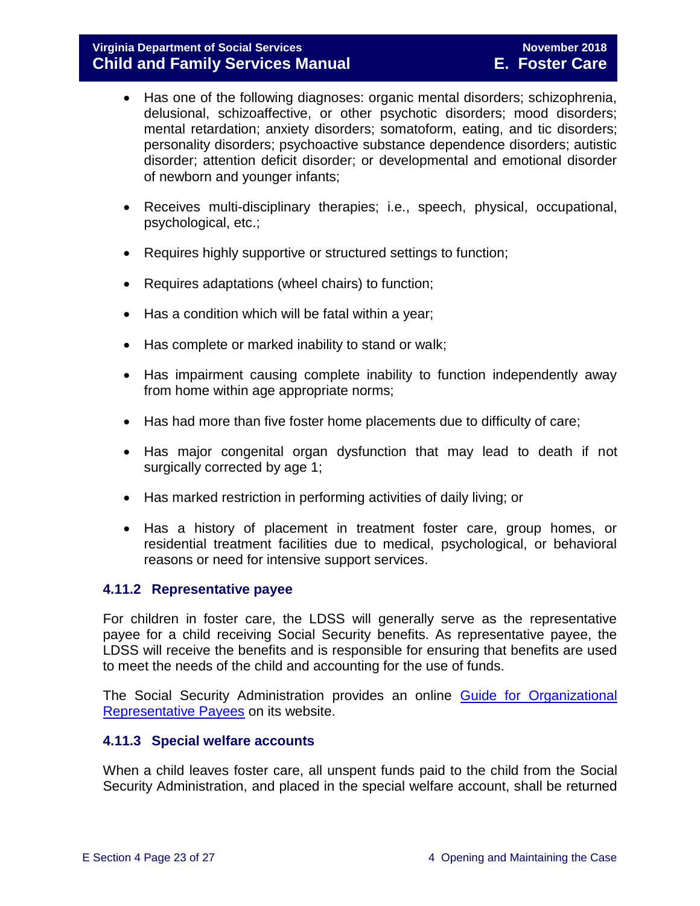- Has one of the following diagnoses: organic mental disorders; schizophrenia, delusional, schizoaffective, or other psychotic disorders; mood disorders; mental retardation; anxiety disorders; somatoform, eating, and tic disorders; personality disorders; psychoactive substance dependence disorders; autistic disorder; attention deficit disorder; or developmental and emotional disorder of newborn and younger infants;

- Receives multi-disciplinary therapies; i.e., speech, physical, occupational, psychological, etc.;

- Requires highly supportive or structured settings to function;

- Requires adaptations (wheel chairs) to function;

- Has a condition which will be fatal within a year;

- Has complete or marked inability to stand or walk;

- Has impairment causing complete inability to function independently away from home within age appropriate norms;

- Has had more than five foster home placements due to difficulty of care;

- Has major congenital organ dysfunction that may lead to death if not surgically corrected by age 1;

- Has marked restriction in performing activities of daily living; or

- Has a history of placement in treatment foster care, group homes, or residential treatment facilities due to medical, psychological, or behavioral reasons or need for intensive support services.

### 4.11.2 Representative payee

For children in foster care, the LDSS will generally serve as the representative payee for a child receiving Social Security benefits. As representative payee, the LDSS will receive the benefits and is responsible for ensuring that benefits are used to meet the needs of the child and accounting for the use of funds.

The Social Security Administration provides an online Guide for Organizational Representative Payees on its website.

### 4.11.3 Special welfare accounts

When a child leaves foster care, all unspent funds paid to the child from the Social Security Administration, and placed in the special welfare account, shall be returned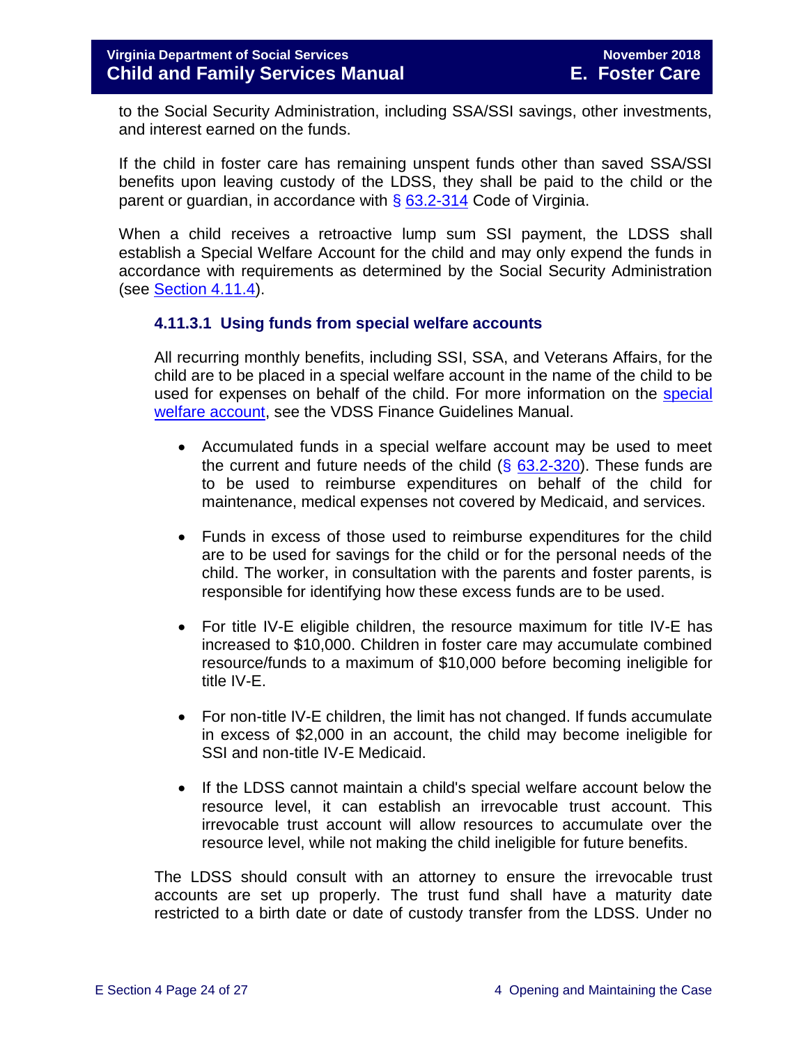to the Social Security Administration, including SSA/SSI savings, other investments, and interest earned on the funds.

If the child in foster care has remaining unspent funds other than saved SSA/SSI benefits upon leaving custody of the LDSS, they shall be paid to the child or the parent or guardian, in accordance with § 63.2-314 Code of Virginia.

When a child receives a retroactive lump sum SSI payment, the LDSS shall establish a Special Welfare Account for the child and may only expend the funds in accordance with requirements as determined by the Social Security Administration (see Section 4.11.4).

#### 4.11.3.1 Using funds from special welfare accounts

All recurring monthly benefits, including SSI, SSA, and Veterans Affairs, for the child are to be placed in a special welfare account in the name of the child to be used for expenses on behalf of the child. For more information on the special welfare account, see the VDSS Finance Guidelines Manual.

- Accumulated funds in a special welfare account may be used to meet the current and future needs of the child (§ 63.2-320). These funds are to be used to reimburse expenditures on behalf of the child for maintenance, medical expenses not covered by Medicaid, and services.

- Funds in excess of those used to reimburse expenditures for the child are to be used for savings for the child or for the personal needs of the child. The worker, in consultation with the parents and foster parents, is responsible for identifying how these excess funds are to be used.

- For title IV-E eligible children, the resource maximum for title IV-E has increased to $10,000. Children in foster care may accumulate combined resource/funds to a maximum of $10,000 before becoming ineligible for title IV-E.

- For non-title IV-E children, the limit has not changed. If funds accumulate in excess of $2,000 in an account, the child may become ineligible for SSI and non-title IV-E Medicaid.

- If the LDSS cannot maintain a child's special welfare account below the resource level, it can establish an irrevocable trust account. This irrevocable trust account will allow resources to accumulate over the resource level, while not making the child ineligible for future benefits.

The LDSS should consult with an attorney to ensure the irrevocable trust accounts are set up properly. The trust fund shall have a maturity date restricted to a birth date or date of custody transfer from the LDSS. Under no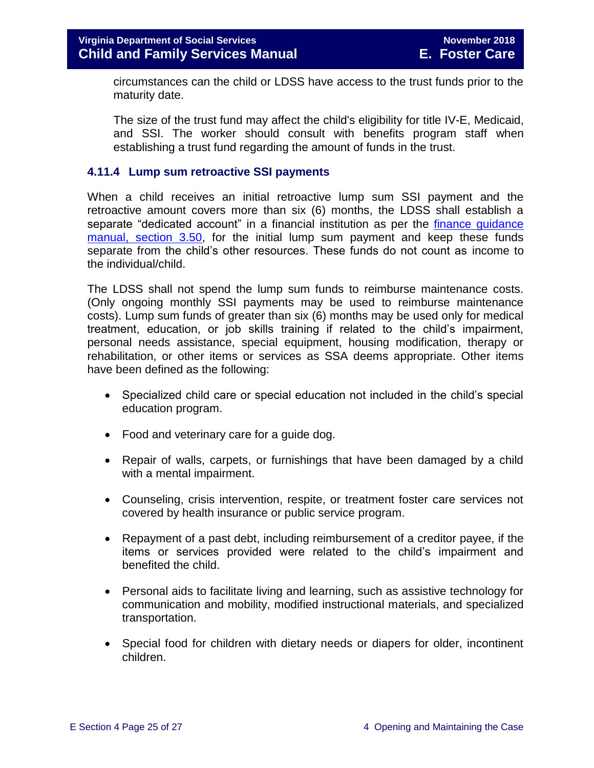circumstances can the child or LDSS have access to the trust funds prior to the maturity date.

The size of the trust fund may affect the child's eligibility for title IV-E, Medicaid, and SSI. The worker should consult with benefits program staff when establishing a trust fund regarding the amount of funds in the trust.

### 4.11.4 Lump sum retroactive SSI payments

When a child receives an initial retroactive lump sum SSI payment and the retroactive amount covers more than six (6) months, the LDSS shall establish a separate "dedicated account" in a financial institution as per the finance guidance manual, section 3.50, for the initial lump sum payment and keep these funds separate from the child's other resources. These funds do not count as income to the individual/child.

The LDSS shall not spend the lump sum funds to reimburse maintenance costs. (Only ongoing monthly SSI payments may be used to reimburse maintenance costs). Lump sum funds of greater than six (6) months may be used only for medical treatment, education, or job skills training if related to the child's impairment, personal needs assistance, special equipment, housing modification, therapy or rehabilitation, or other items or services as SSA deems appropriate. Other items have been defined as the following:

- Specialized child care or special education not included in the child's special education program.
- Food and veterinary care for a guide dog.
- Repair of walls, carpets, or furnishings that have been damaged by a child with a mental impairment.
- Counseling, crisis intervention, respite, or treatment foster care services not covered by health insurance or public service program.
- Repayment of a past debt, including reimbursement of a creditor payee, if the items or services provided were related to the child's impairment and benefited the child.
- Personal aids to facilitate living and learning, such as assistive technology for communication and mobility, modified instructional materials, and specialized transportation.
- Special food for children with dietary needs or diapers for older, incontinent children.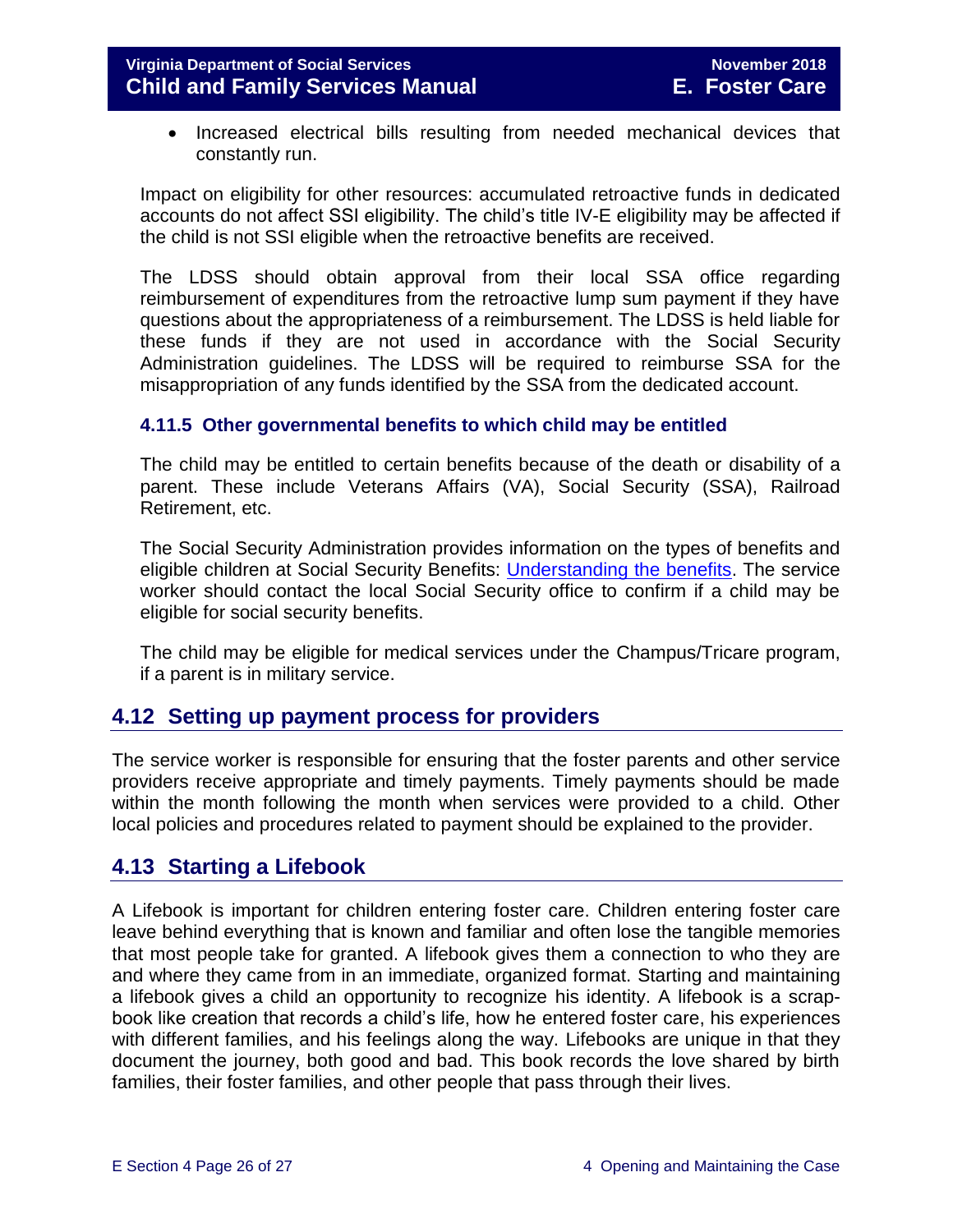- Increased electrical bills resulting from needed mechanical devices that constantly run.

Impact on eligibility for other resources: accumulated retroactive funds in dedicated accounts do not affect SSI eligibility. The child's title IV-E eligibility may be affected if the child is not SSI eligible when the retroactive benefits are received.

The LDSS should obtain approval from their local SSA office regarding reimbursement of expenditures from the retroactive lump sum payment if they have questions about the appropriateness of a reimbursement. The LDSS is held liable for these funds if they are not used in accordance with the Social Security Administration guidelines. The LDSS will be required to reimburse SSA for the misappropriation of any funds identified by the SSA from the dedicated account.

### 4.11.5 Other governmental benefits to which child may be entitled

The child may be entitled to certain benefits because of the death or disability of a parent. These include Veterans Affairs (VA), Social Security (SSA), Railroad Retirement, etc.

The Social Security Administration provides information on the types of benefits and eligible children at Social Security Benefits: Understanding the benefits. The service worker should contact the local Social Security office to confirm if a child may be eligible for social security benefits.

The child may be eligible for medical services under the Champus/Tricare program, if a parent is in military service.

## 4.12 Setting up payment process for providers

The service worker is responsible for ensuring that the foster parents and other service providers receive appropriate and timely payments. Timely payments should be made within the month following the month when services were provided to a child. Other local policies and procedures related to payment should be explained to the provider.

## 4.13 Starting a Lifebook

A Lifebook is important for children entering foster care. Children entering foster care leave behind everything that is known and familiar and often lose the tangible memories that most people take for granted. A lifebook gives them a connection to who they are and where they came from in an immediate, organized format. Starting and maintaining a lifebook gives a child an opportunity to recognize his identity. A lifebook is a scrap-book like creation that records a child's life, how he entered foster care, his experiences with different families, and his feelings along the way. Lifebooks are unique in that they document the journey, both good and bad. This book records the love shared by birth families, their foster families, and other people that pass through their lives.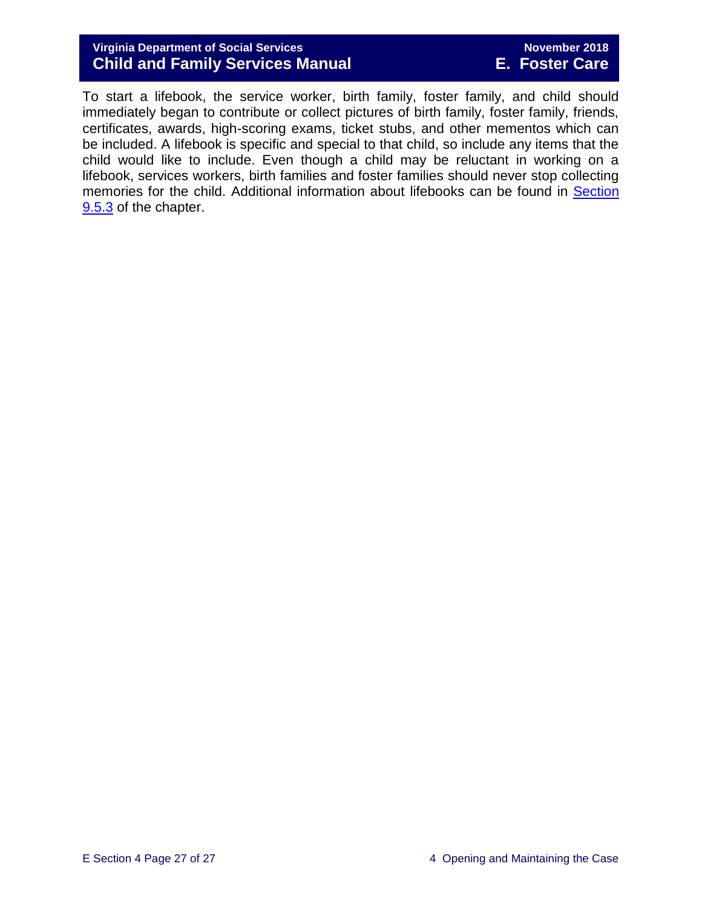To start a lifebook, the service worker, birth family, foster family, and child should immediately began to contribute or collect pictures of birth family, foster family, friends, certificates, awards, high-scoring exams, ticket stubs, and other mementos which can be included. A lifebook is specific and special to that child, so include any items that the child would like to include. Even though a child may be reluctant in working on a lifebook, services workers, birth families and foster families should never stop collecting memories for the child. Additional information about lifebooks can be found in [Section 9.5.3]() of the chapter.